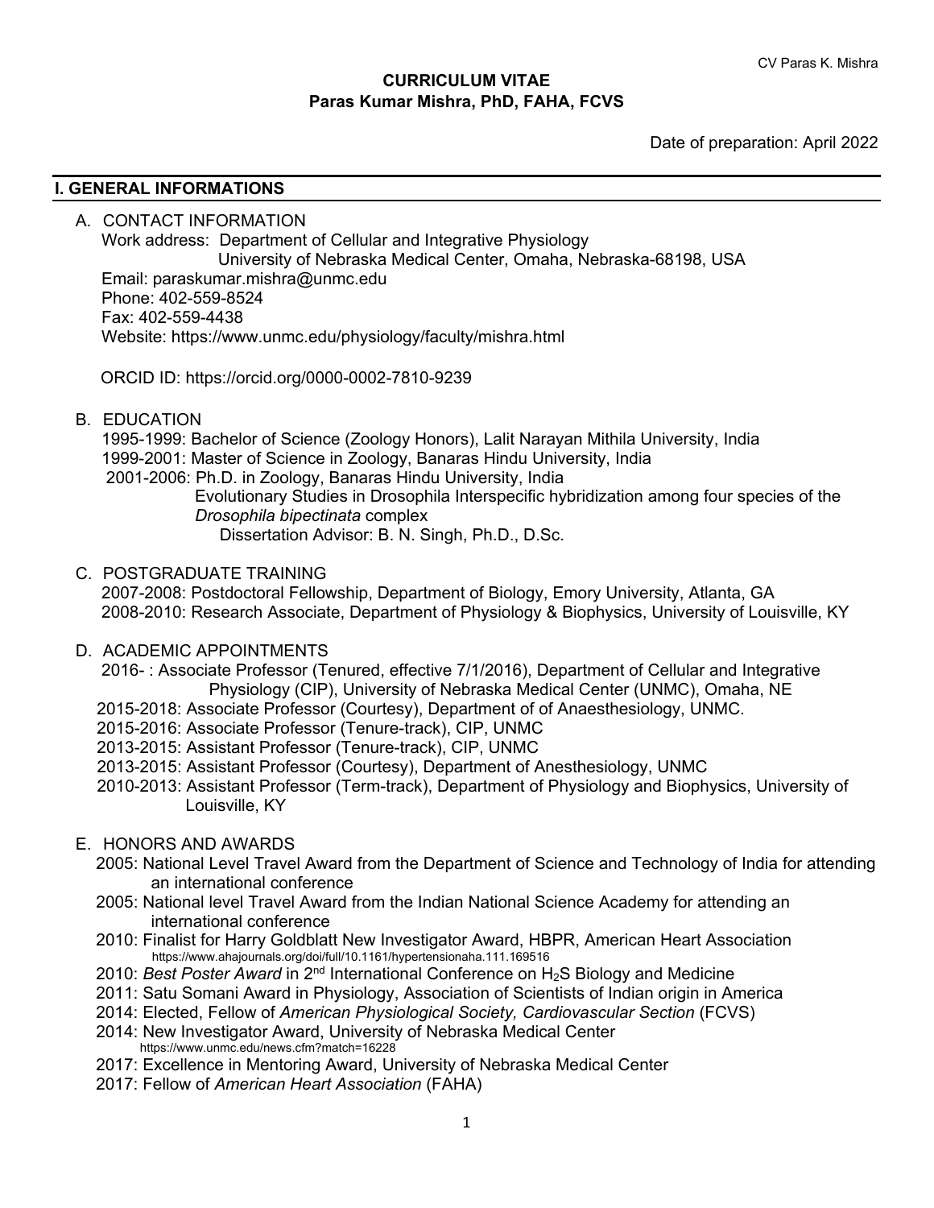**CURRICULUM VITAE**
**Paras Kumar Mishra, PhD, FAHA, FCVS**

Date of preparation: April 2022

## I. GENERAL INFORMATIONS

A. CONTACT INFORMATION
Work address: Department of Cellular and Integrative Physiology
University of Nebraska Medical Center, Omaha, Nebraska-68198, USA
Email: paraskumar.mishra@unmc.edu
Phone: 402-559-8524
Fax: 402-559-4438
Website: https://www.unmc.edu/physiology/faculty/mishra.html

ORCID ID: https://orcid.org/0000-0002-7810-9239

B. EDUCATION
1995-1999: Bachelor of Science (Zoology Honors), Lalit Narayan Mithila University, India
1999-2001: Master of Science in Zoology, Banaras Hindu University, India
2001-2006: Ph.D. in Zoology, Banaras Hindu University, India
Evolutionary Studies in Drosophila Interspecific hybridization among four species of the *Drosophila bipectinata* complex
Dissertation Advisor: B. N. Singh, Ph.D., D.Sc.

C. POSTGRADUATE TRAINING
2007-2008: Postdoctoral Fellowship, Department of Biology, Emory University, Atlanta, GA
2008-2010: Research Associate, Department of Physiology & Biophysics, University of Louisville, KY

D. ACADEMIC APPOINTMENTS
2016- : Associate Professor (Tenured, effective 7/1/2016), Department of Cellular and Integrative Physiology (CIP), University of Nebraska Medical Center (UNMC), Omaha, NE
2015-2018: Associate Professor (Courtesy), Department of of Anaesthesiology, UNMC.
2015-2016: Associate Professor (Tenure-track), CIP, UNMC
2013-2015: Assistant Professor (Tenure-track), CIP, UNMC
2013-2015: Assistant Professor (Courtesy), Department of Anesthesiology, UNMC
2010-2013: Assistant Professor (Term-track), Department of Physiology and Biophysics, University of Louisville, KY

E. HONORS AND AWARDS
2005: National Level Travel Award from the Department of Science and Technology of India for attending an international conference
2005: National level Travel Award from the Indian National Science Academy for attending an international conference
2010: Finalist for Harry Goldblatt New Investigator Award, HBPR, American Heart Association https://www.ahajournals.org/doi/full/10.1161/hypertensionaha.111.169516
2010: *Best Poster Award* in 2nd International Conference on $H_2S$ Biology and Medicine
2011: Satu Somani Award in Physiology, Association of Scientists of Indian origin in America
2014: Elected, Fellow of *American Physiological Society, Cardiovascular Section* (FCVS)
2014: New Investigator Award, University of Nebraska Medical Center https://www.unmc.edu/news.cfm?match=16228
2017: Excellence in Mentoring Award, University of Nebraska Medical Center
2017: Fellow of *American Heart Association* (FAHA)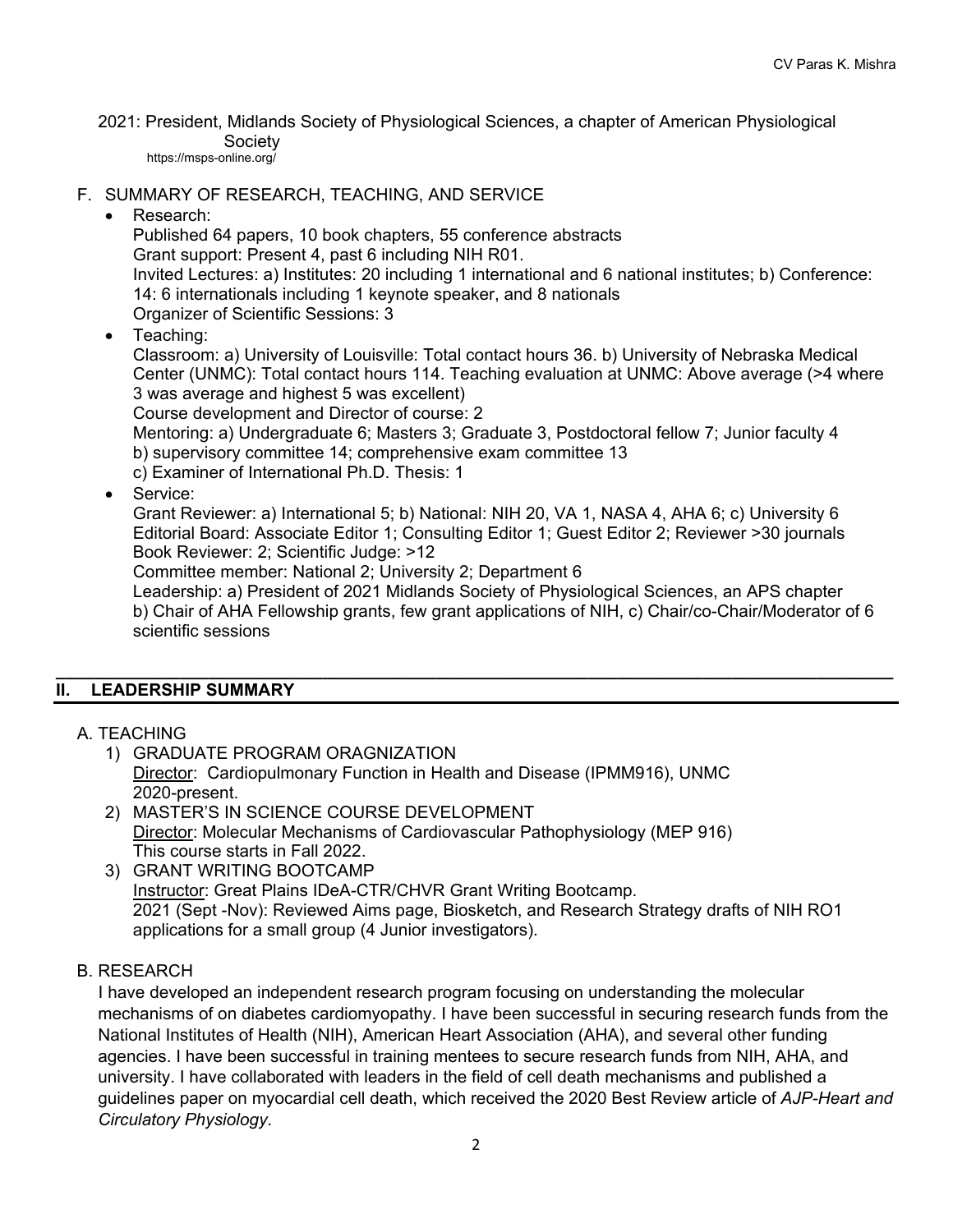2021: President, Midlands Society of Physiological Sciences, a chapter of American Physiological Society
https://msps-online.org/

F. SUMMARY OF RESEARCH, TEACHING, AND SERVICE

- Research:
  Published 64 papers, 10 book chapters, 55 conference abstracts
  Grant support: Present 4, past 6 including NIH R01.
  Invited Lectures: a) Institutes: 20 including 1 international and 6 national institutes; b) Conference: 14: 6 internationals including 1 keynote speaker, and 8 nationals
  Organizer of Scientific Sessions: 3
- Teaching:
  Classroom: a) University of Louisville: Total contact hours 36. b) University of Nebraska Medical Center (UNMC): Total contact hours 114. Teaching evaluation at UNMC: Above average (>4 where 3 was average and highest 5 was excellent)
  Course development and Director of course: 2
  Mentoring: a) Undergraduate 6; Masters 3; Graduate 3, Postdoctoral fellow 7; Junior faculty 4
  b) supervisory committee 14; comprehensive exam committee 13
  c) Examiner of International Ph.D. Thesis: 1
- Service:
  Grant Reviewer: a) International 5; b) National: NIH 20, VA 1, NASA 4, AHA 6; c) University 6
  Editorial Board: Associate Editor 1; Consulting Editor 1; Guest Editor 2; Reviewer >30 journals
  Book Reviewer: 2; Scientific Judge: >12
  Committee member: National 2; University 2; Department 6
  Leadership: a) President of 2021 Midlands Society of Physiological Sciences, an APS chapter
  b) Chair of AHA Fellowship grants, few grant applications of NIH, c) Chair/co-Chair/Moderator of 6 scientific sessions

## II. LEADERSHIP SUMMARY

A. TEACHING

1) GRADUATE PROGRAM ORAGNIZATION
   Director: Cardiopulmonary Function in Health and Disease (IPMM916), UNMC
   2020-present.
2) MASTER'S IN SCIENCE COURSE DEVELOPMENT
   Director: Molecular Mechanisms of Cardiovascular Pathophysiology (MEP 916)
   This course starts in Fall 2022.
3) GRANT WRITING BOOTCAMP
   Instructor: Great Plains IDeA-CTR/CHVR Grant Writing Bootcamp.
   2021 (Sept -Nov): Reviewed Aims page, Biosketch, and Research Strategy drafts of NIH RO1 applications for a small group (4 Junior investigators).

B. RESEARCH

I have developed an independent research program focusing on understanding the molecular mechanisms of on diabetes cardiomyopathy. I have been successful in securing research funds from the National Institutes of Health (NIH), American Heart Association (AHA), and several other funding agencies. I have been successful in training mentees to secure research funds from NIH, AHA, and university. I have collaborated with leaders in the field of cell death mechanisms and published a guidelines paper on myocardial cell death, which received the 2020 Best Review article of *AJP-Heart and Circulatory Physiology*.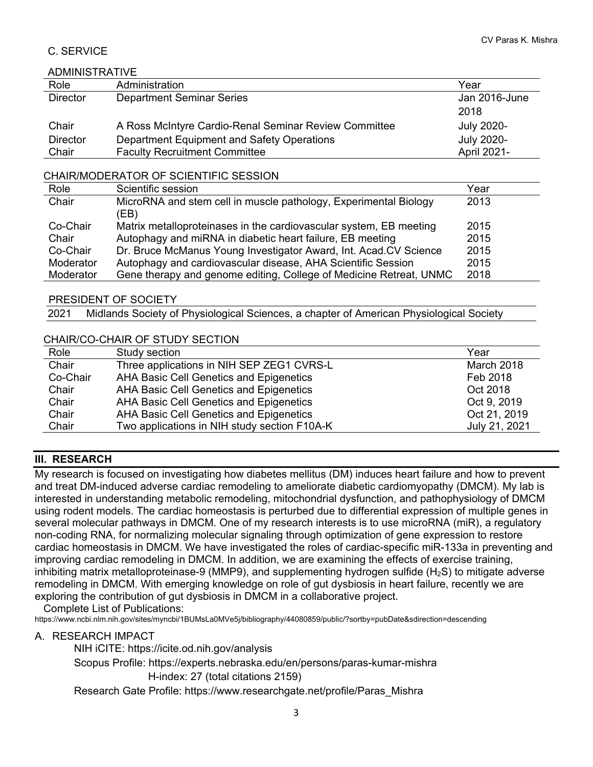## C. SERVICE

### ADMINISTRATIVE

| Role | Administration | Year |
|---|---|---|
| Director | Department Seminar Series | Jan 2016-June 2018 |
| Chair | A Ross McIntyre Cardio-Renal Seminar Review Committee | July 2020- |
| Director | Department Equipment and Safety Operations | July 2020- |
| Chair | Faculty Recruitment Committee | April 2021- |

### CHAIR/MODERATOR OF SCIENTIFIC SESSION

| Role | Scientific session | Year |
|---|---|---|
| Chair | MicroRNA and stem cell in muscle pathology, Experimental Biology (EB) | 2013 |
| Co-Chair | Matrix metalloproteinases in the cardiovascular system, EB meeting | 2015 |
| Chair | Autophagy and miRNA in diabetic heart failure, EB meeting | 2015 |
| Co-Chair | Dr. Bruce McManus Young Investigator Award, Int. Acad.CV Science | 2015 |
| Moderator | Autophagy and cardiovascular disease, AHA Scientific Session | 2015 |
| Moderator | Gene therapy and genome editing, College of Medicine Retreat, UNMC | 2018 |

### PRESIDENT OF SOCIETY

| | |
|---|---|
| 2021 | Midlands Society of Physiological Sciences, a chapter of American Physiological Society |

### CHAIR/CO-CHAIR OF STUDY SECTION

| Role | Study section | Year |
|---|---|---|
| Chair | Three applications in NIH SEP ZEG1 CVRS-L | March 2018 |
| Co-Chair | AHA Basic Cell Genetics and Epigenetics | Feb 2018 |
| Chair | AHA Basic Cell Genetics and Epigenetics | Oct 2018 |
| Chair | AHA Basic Cell Genetics and Epigenetics | Oct 9, 2019 |
| Chair | AHA Basic Cell Genetics and Epigenetics | Oct 21, 2019 |
| Chair | Two applications in NIH study section F10A-K | July 21, 2021 |

# III. RESEARCH

My research is focused on investigating how diabetes mellitus (DM) induces heart failure and how to prevent and treat DM-induced adverse cardiac remodeling to ameliorate diabetic cardiomyopathy (DMCM). My lab is interested in understanding metabolic remodeling, mitochondrial dysfunction, and pathophysiology of DMCM using rodent models. The cardiac homeostasis is perturbed due to differential expression of multiple genes in several molecular pathways in DMCM. One of my research interests is to use microRNA (miR), a regulatory non-coding RNA, for normalizing molecular signaling through optimization of gene expression to restore cardiac homeostasis in DMCM. We have investigated the roles of cardiac-specific miR-133a in preventing and improving cardiac remodeling in DMCM. In addition, we are examining the effects of exercise training, inhibiting matrix metalloproteinase-9 (MMP9), and supplementing hydrogen sulfide ($H_2S$) to mitigate adverse remodeling in DMCM. With emerging knowledge on role of gut dysbiosis in heart failure, recently we are exploring the contribution of gut dysbiosis in DMCM in a collaborative project.

Complete List of Publications:
https://www.ncbi.nlm.nih.gov/sites/myncbi/1BUMsLa0MVe5j/bibliography/44080859/public/?sortby=pubDate&sdirection=descending

## A. RESEARCH IMPACT

NIH iCITE: https://icite.od.nih.gov/analysis

Scopus Profile: https://experts.nebraska.edu/en/persons/paras-kumar-mishra

H-index: 27 (total citations 2159)

Research Gate Profile: https://www.researchgate.net/profile/Paras_Mishra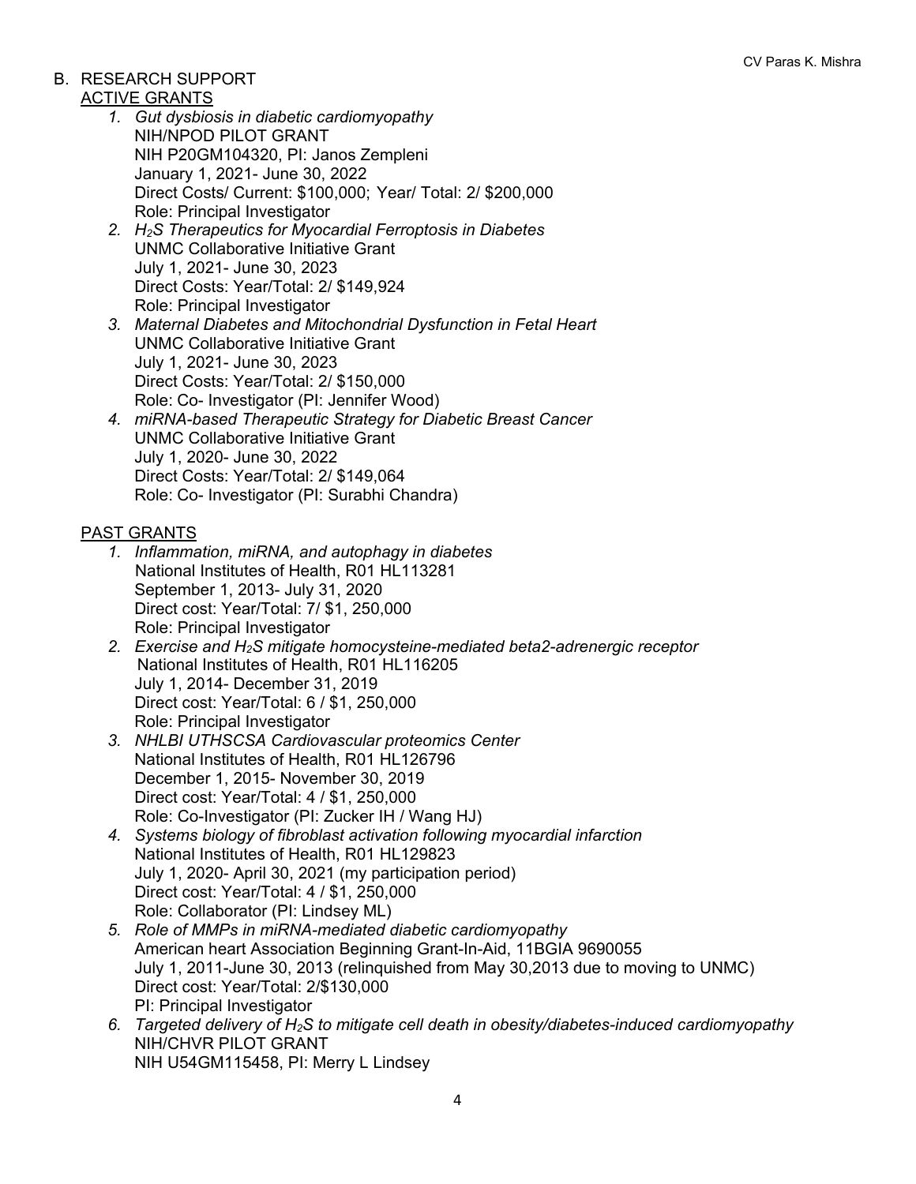## B. RESEARCH SUPPORT

ACTIVE GRANTS

1. *Gut dysbiosis in diabetic cardiomyopathy*
   NIH/NPOD PILOT GRANT
   NIH P20GM104320, PI: Janos Zempleni
   January 1, 2021- June 30, 2022
   Direct Costs/ Current: $100,000; Year/ Total: 2/ $200,000
   Role: Principal Investigator
2. *$H_2S$ Therapeutics for Myocardial Ferroptosis in Diabetes*
   UNMC Collaborative Initiative Grant
   July 1, 2021- June 30, 2023
   Direct Costs: Year/Total: 2/ $149,924
   Role: Principal Investigator
3. *Maternal Diabetes and Mitochondrial Dysfunction in Fetal Heart*
   UNMC Collaborative Initiative Grant
   July 1, 2021- June 30, 2023
   Direct Costs: Year/Total: 2/ $150,000
   Role: Co- Investigator (PI: Jennifer Wood)
4. *miRNA-based Therapeutic Strategy for Diabetic Breast Cancer*
   UNMC Collaborative Initiative Grant
   July 1, 2020- June 30, 2022
   Direct Costs: Year/Total: 2/ $149,064
   Role: Co- Investigator (PI: Surabhi Chandra)

PAST GRANTS

1. *Inflammation, miRNA, and autophagy in diabetes*
   National Institutes of Health, R01 HL113281
   September 1, 2013- July 31, 2020
   Direct cost: Year/Total: 7/ $1, 250,000
   Role: Principal Investigator
2. *Exercise and $H_2S$ mitigate homocysteine-mediated beta2-adrenergic receptor*
   National Institutes of Health, R01 HL116205
   July 1, 2014- December 31, 2019
   Direct cost: Year/Total: 6 / $1, 250,000
   Role: Principal Investigator
3. *NHLBI UTHSCSA Cardiovascular proteomics Center*
   National Institutes of Health, R01 HL126796
   December 1, 2015- November 30, 2019
   Direct cost: Year/Total: 4 / $1, 250,000
   Role: Co-Investigator (PI: Zucker IH / Wang HJ)
4. *Systems biology of fibroblast activation following myocardial infarction*
   National Institutes of Health, R01 HL129823
   July 1, 2020- April 30, 2021 (my participation period)
   Direct cost: Year/Total: 4 / $1, 250,000
   Role: Collaborator (PI: Lindsey ML)
5. *Role of MMPs in miRNA-mediated diabetic cardiomyopathy*
   American heart Association Beginning Grant-In-Aid, 11BGIA 9690055
   July 1, 2011-June 30, 2013 (relinquished from May 30,2013 due to moving to UNMC)
   Direct cost: Year/Total: 2/$130,000
   PI: Principal Investigator
6. *Targeted delivery of $H_2S$ to mitigate cell death in obesity/diabetes-induced cardiomyopathy*
   NIH/CHVR PILOT GRANT
   NIH U54GM115458, PI: Merry L Lindsey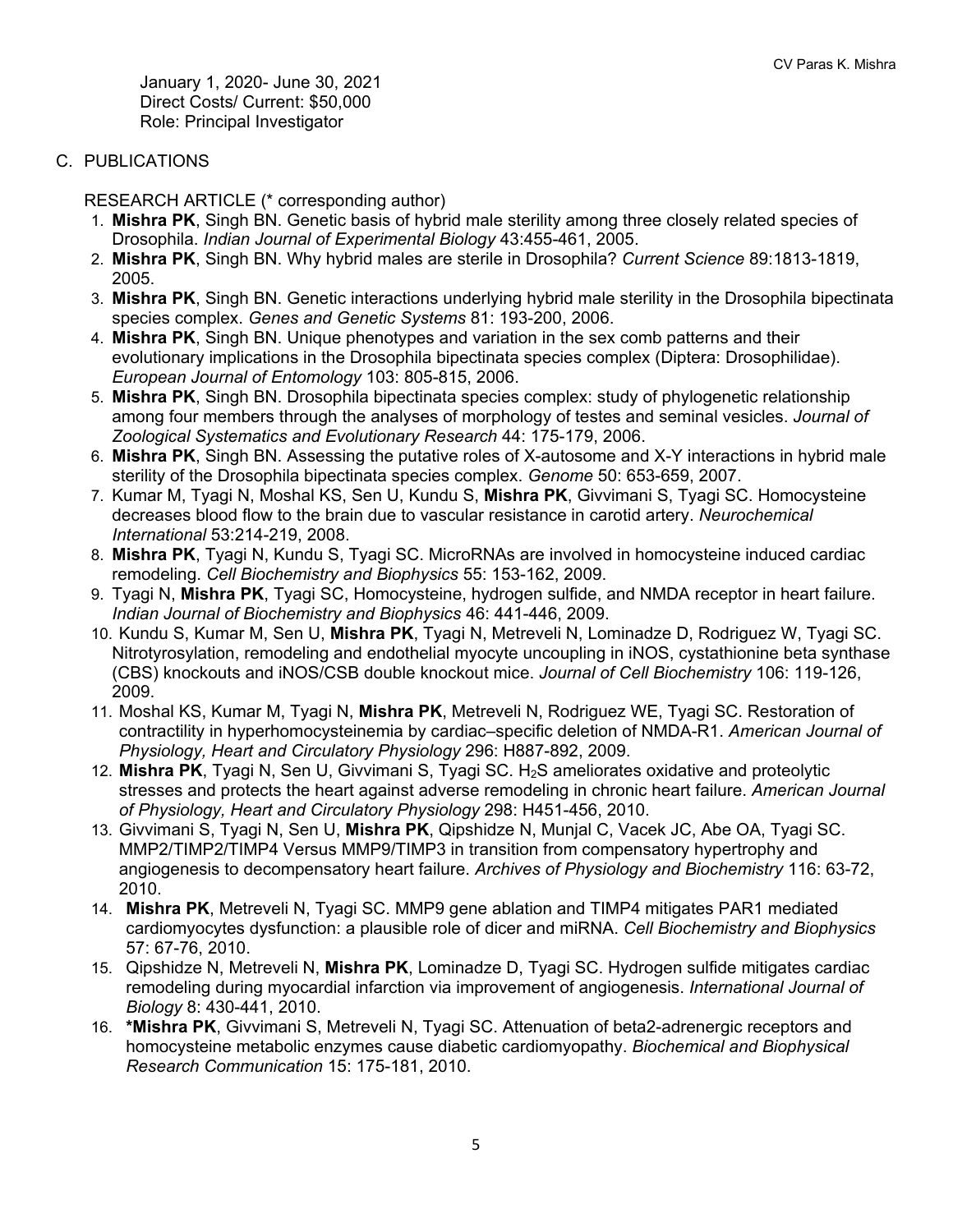January 1, 2020- June 30, 2021
Direct Costs/ Current: $50,000
Role: Principal Investigator

## C. PUBLICATIONS

RESEARCH ARTICLE (* corresponding author)

1. **Mishra PK**, Singh BN. Genetic basis of hybrid male sterility among three closely related species of Drosophila. *Indian Journal of Experimental Biology* 43:455-461, 2005.
2. **Mishra PK**, Singh BN. Why hybrid males are sterile in Drosophila? *Current Science* 89:1813-1819, 2005.
3. **Mishra PK**, Singh BN. Genetic interactions underlying hybrid male sterility in the Drosophila bipectinata species complex. *Genes and Genetic Systems* 81: 193-200, 2006.
4. **Mishra PK**, Singh BN. Unique phenotypes and variation in the sex comb patterns and their evolutionary implications in the Drosophila bipectinata species complex (Diptera: Drosophilidae). *European Journal of Entomology* 103: 805-815, 2006.
5. **Mishra PK**, Singh BN. Drosophila bipectinata species complex: study of phylogenetic relationship among four members through the analyses of morphology of testes and seminal vesicles. *Journal of Zoological Systematics and Evolutionary Research* 44: 175-179, 2006.
6. **Mishra PK**, Singh BN. Assessing the putative roles of X-autosome and X-Y interactions in hybrid male sterility of the Drosophila bipectinata species complex. *Genome* 50: 653-659, 2007.
7. Kumar M, Tyagi N, Moshal KS, Sen U, Kundu S, **Mishra PK**, Givvimani S, Tyagi SC. Homocysteine decreases blood flow to the brain due to vascular resistance in carotid artery. *Neurochemical International* 53:214-219, 2008.
8. **Mishra PK**, Tyagi N, Kundu S, Tyagi SC. MicroRNAs are involved in homocysteine induced cardiac remodeling. *Cell Biochemistry and Biophysics* 55: 153-162, 2009.
9. Tyagi N, **Mishra PK**, Tyagi SC, Homocysteine, hydrogen sulfide, and NMDA receptor in heart failure. *Indian Journal of Biochemistry and Biophysics* 46: 441-446, 2009.
10. Kundu S, Kumar M, Sen U, **Mishra PK**, Tyagi N, Metreveli N, Lominadze D, Rodriguez W, Tyagi SC. Nitrotyrosylation, remodeling and endothelial myocyte uncoupling in iNOS, cystathionine beta synthase (CBS) knockouts and iNOS/CSB double knockout mice. *Journal of Cell Biochemistry* 106: 119-126, 2009.
11. Moshal KS, Kumar M, Tyagi N, **Mishra PK**, Metreveli N, Rodriguez WE, Tyagi SC. Restoration of contractility in hyperhomocysteinemia by cardiac–specific deletion of NMDA-R1. *American Journal of Physiology, Heart and Circulatory Physiology* 296: H887-892, 2009.
12. **Mishra PK**, Tyagi N, Sen U, Givvimani S, Tyagi SC. $H_2S$ ameliorates oxidative and proteolytic stresses and protects the heart against adverse remodeling in chronic heart failure. *American Journal of Physiology, Heart and Circulatory Physiology* 298: H451-456, 2010.
13. Givvimani S, Tyagi N, Sen U, **Mishra PK**, Qipshidze N, Munjal C, Vacek JC, Abe OA, Tyagi SC. MMP2/TIMP2/TIMP4 Versus MMP9/TIMP3 in transition from compensatory hypertrophy and angiogenesis to decompensatory heart failure. *Archives of Physiology and Biochemistry* 116: 63-72, 2010.
14. **Mishra PK**, Metreveli N, Tyagi SC. MMP9 gene ablation and TIMP4 mitigates PAR1 mediated cardiomyocytes dysfunction: a plausible role of dicer and miRNA. *Cell Biochemistry and Biophysics* 57: 67-76, 2010.
15. Qipshidze N, Metreveli N, **Mishra PK**, Lominadze D, Tyagi SC. Hydrogen sulfide mitigates cardiac remodeling during myocardial infarction via improvement of angiogenesis. *International Journal of Biology* 8: 430-441, 2010.
16. **\*Mishra PK**, Givvimani S, Metreveli N, Tyagi SC. Attenuation of beta2-adrenergic receptors and homocysteine metabolic enzymes cause diabetic cardiomyopathy. *Biochemical and Biophysical Research Communication* 15: 175-181, 2010.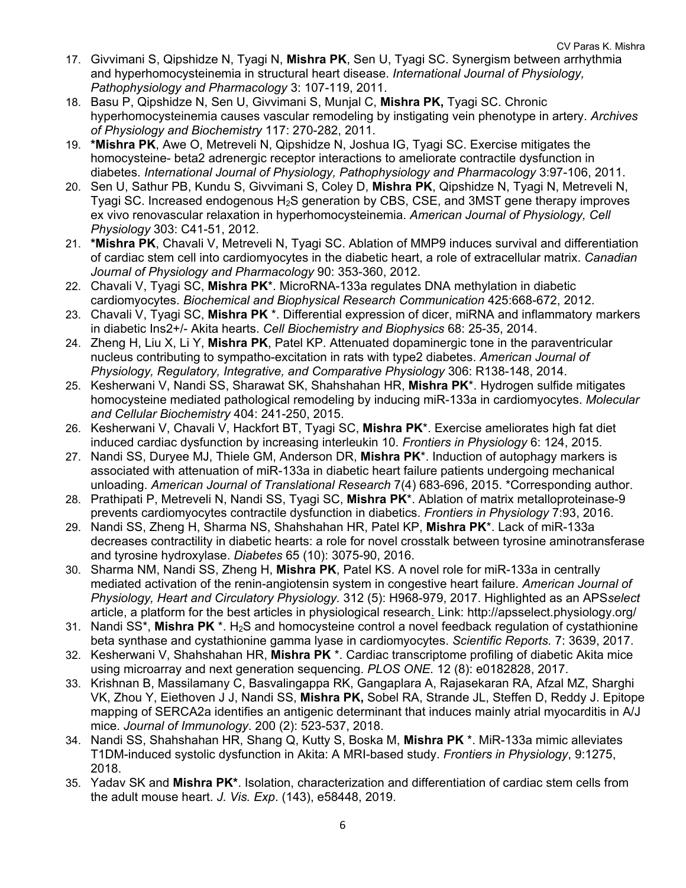17. Givvimani S, Qipshidze N, Tyagi N, **Mishra PK**, Sen U, Tyagi SC. Synergism between arrhythmia and hyperhomocysteinemia in structural heart disease. *International Journal of Physiology, Pathophysiology and Pharmacology* 3: 107-119, 2011.
18. Basu P, Qipshidze N, Sen U, Givvimani S, Munjal C, **Mishra PK,** Tyagi SC. Chronic hyperhomocysteinemia causes vascular remodeling by instigating vein phenotype in artery. *Archives of Physiology and Biochemistry* 117: 270-282, 2011.
19. ***Mishra PK**, Awe O, Metreveli N, Qipshidze N, Joshua IG, Tyagi SC. Exercise mitigates the homocysteine- beta2 adrenergic receptor interactions to ameliorate contractile dysfunction in diabetes. *International Journal of Physiology, Pathophysiology and Pharmacology* 3:97-106, 2011.
20. Sen U, Sathur PB, Kundu S, Givvimani S, Coley D, **Mishra PK**, Qipshidze N, Tyagi N, Metreveli N, Tyagi SC. Increased endogenous $H_2S$ generation by CBS, CSE, and 3MST gene therapy improves ex vivo renovascular relaxation in hyperhomocysteinemia. *American Journal of Physiology, Cell Physiology* 303: C41-51, 2012.
21. ***Mishra PK**, Chavali V, Metreveli N, Tyagi SC. Ablation of MMP9 induces survival and differentiation of cardiac stem cell into cardiomyocytes in the diabetic heart, a role of extracellular matrix. *Canadian Journal of Physiology and Pharmacology* 90: 353-360, 2012.
22. Chavali V, Tyagi SC, **Mishra PK***. MicroRNA-133a regulates DNA methylation in diabetic cardiomyocytes. *Biochemical and Biophysical Research Communication* 425:668-672, 2012.
23. Chavali V, Tyagi SC, **Mishra PK** *. Differential expression of dicer, miRNA and inflammatory markers in diabetic Ins2+/- Akita hearts. *Cell Biochemistry and Biophysics* 68: 25-35, 2014.
24. Zheng H, Liu X, Li Y, **Mishra PK**, Patel KP. Attenuated dopaminergic tone in the paraventricular nucleus contributing to sympatho-excitation in rats with type2 diabetes. *American Journal of Physiology, Regulatory, Integrative, and Comparative Physiology* 306: R138-148, 2014.
25. Kesherwani V, Nandi SS, Sharawat SK, Shahshahan HR, **Mishra PK***. Hydrogen sulfide mitigates homocysteine mediated pathological remodeling by inducing miR-133a in cardiomyocytes. *Molecular and Cellular Biochemistry* 404: 241-250, 2015.
26. Kesherwani V, Chavali V, Hackfort BT, Tyagi SC, **Mishra PK***. Exercise ameliorates high fat diet induced cardiac dysfunction by increasing interleukin 10. *Frontiers in Physiology* 6: 124, 2015.
27. Nandi SS, Duryee MJ, Thiele GM, Anderson DR, **Mishra PK***. Induction of autophagy markers is associated with attenuation of miR-133a in diabetic heart failure patients undergoing mechanical unloading. *American Journal of Translational Research* 7(4) 683-696, 2015. *Corresponding author.
28. Prathipati P, Metreveli N, Nandi SS, Tyagi SC, **Mishra PK***. Ablation of matrix metalloproteinase-9 prevents cardiomyocytes contractile dysfunction in diabetics. *Frontiers in Physiology* 7:93, 2016.
29. Nandi SS, Zheng H, Sharma NS, Shahshahan HR, Patel KP, **Mishra PK***. Lack of miR-133a decreases contractility in diabetic hearts: a role for novel crosstalk between tyrosine aminotransferase and tyrosine hydroxylase. *Diabetes* 65 (10): 3075-90, 2016.
30. Sharma NM, Nandi SS, Zheng H, **Mishra PK**, Patel KS. A novel role for miR-133a in centrally mediated activation of the renin-angiotensin system in congestive heart failure. *American Journal of Physiology, Heart and Circulatory Physiology.* 312 (5): H968-979, 2017. Highlighted as an APS*select* article, a platform for the best articles in physiological research. Link: http://apsselect.physiology.org/
31. Nandi SS*, **Mishra PK** *. $H_2S$ and homocysteine control a novel feedback regulation of cystathionine beta synthase and cystathionine gamma lyase in cardiomyocytes. *Scientific Reports.* 7: 3639, 2017.
32. Kesherwani V, Shahshahan HR, **Mishra PK** *. Cardiac transcriptome profiling of diabetic Akita mice using microarray and next generation sequencing. *PLOS ONE.* 12 (8): e0182828, 2017.
33. Krishnan B, Massilamany C, Basvalingappa RK, Gangaplara A, Rajasekaran RA, Afzal MZ, Sharghi VK, Zhou Y, Eiethoven J J, Nandi SS, **Mishra PK,** Sobel RA, Strande JL, Steffen D, Reddy J. Epitope mapping of SERCA2a identifies an antigenic determinant that induces mainly atrial myocarditis in A/J mice. *Journal of Immunology*. 200 (2): 523-537, 2018.
34. Nandi SS, Shahshahan HR, Shang Q, Kutty S, Boska M, **Mishra PK** *. MiR-133a mimic alleviates T1DM-induced systolic dysfunction in Akita: A MRI-based study. *Frontiers in Physiology*, 9:1275, 2018.
35. Yadav SK and **Mishra PK***. Isolation, characterization and differentiation of cardiac stem cells from the adult mouse heart. *J. Vis. Exp*. (143), e58448, 2019.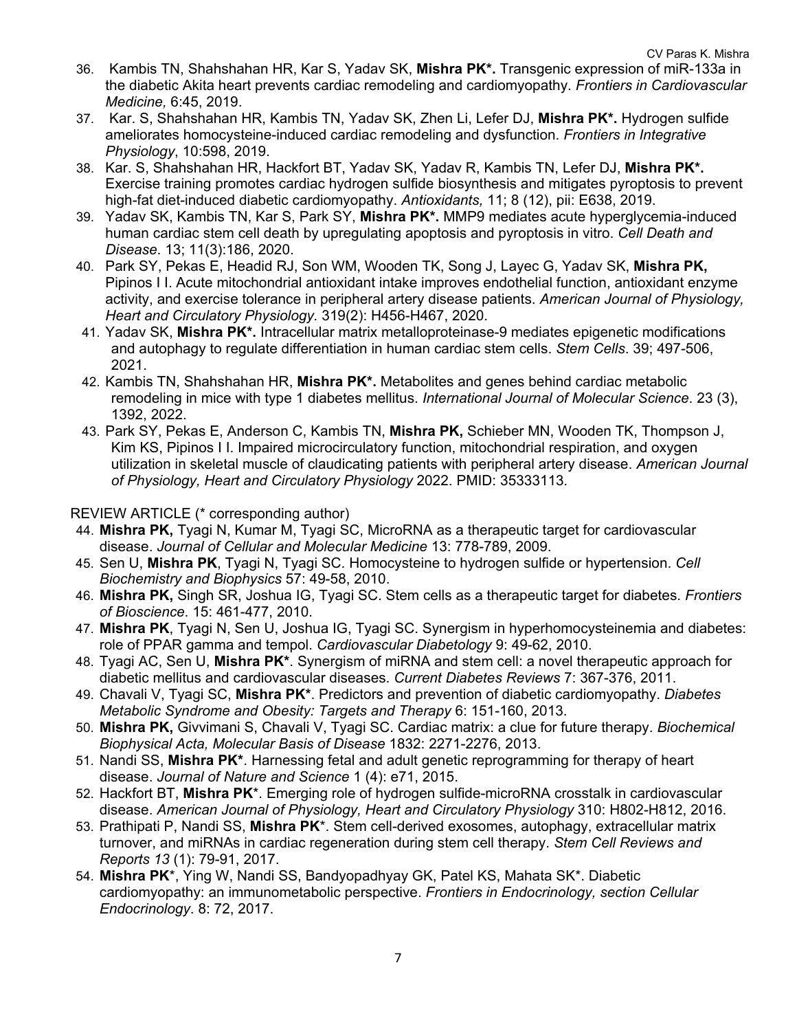36. Kambis TN, Shahshahan HR, Kar S, Yadav SK, **Mishra PK\*.** Transgenic expression of miR-133a in the diabetic Akita heart prevents cardiac remodeling and cardiomyopathy. *Frontiers in Cardiovascular Medicine,* 6:45, 2019.
37. Kar. S, Shahshahan HR, Kambis TN, Yadav SK, Zhen Li, Lefer DJ, **Mishra PK\*.** Hydrogen sulfide ameliorates homocysteine-induced cardiac remodeling and dysfunction. *Frontiers in Integrative Physiology*, 10:598, 2019.
38. Kar. S, Shahshahan HR, Hackfort BT, Yadav SK, Yadav R, Kambis TN, Lefer DJ, **Mishra PK\*.** Exercise training promotes cardiac hydrogen sulfide biosynthesis and mitigates pyroptosis to prevent high-fat diet-induced diabetic cardiomyopathy. *Antioxidants,* 11; 8 (12), pii: E638, 2019.
39. Yadav SK, Kambis TN, Kar S, Park SY, **Mishra PK\*.** MMP9 mediates acute hyperglycemia-induced human cardiac stem cell death by upregulating apoptosis and pyroptosis in vitro. *Cell Death and Disease*. 13; 11(3):186, 2020.
40. Park SY, Pekas E, Headid RJ, Son WM, Wooden TK, Song J, Layec G, Yadav SK, **Mishra PK,** Pipinos I I. Acute mitochondrial antioxidant intake improves endothelial function, antioxidant enzyme activity, and exercise tolerance in peripheral artery disease patients. *American Journal of Physiology, Heart and Circulatory Physiology.* 319(2): H456-H467, 2020.
41. Yadav SK, **Mishra PK\*.** Intracellular matrix metalloproteinase-9 mediates epigenetic modifications and autophagy to regulate differentiation in human cardiac stem cells. *Stem Cells*. 39; 497-506, 2021.
42. Kambis TN, Shahshahan HR, **Mishra PK\*.** Metabolites and genes behind cardiac metabolic remodeling in mice with type 1 diabetes mellitus. *International Journal of Molecular Science*. 23 (3), 1392, 2022.
43. Park SY, Pekas E, Anderson C, Kambis TN, **Mishra PK,** Schieber MN, Wooden TK, Thompson J, Kim KS, Pipinos I I. Impaired microcirculatory function, mitochondrial respiration, and oxygen utilization in skeletal muscle of claudicating patients with peripheral artery disease. *American Journal of Physiology, Heart and Circulatory Physiology* 2022. PMID: 35333113.

REVIEW ARTICLE (* corresponding author)

44. **Mishra PK,** Tyagi N, Kumar M, Tyagi SC, MicroRNA as a therapeutic target for cardiovascular disease. *Journal of Cellular and Molecular Medicine* 13: 778-789, 2009.
45. Sen U, **Mishra PK**, Tyagi N, Tyagi SC. Homocysteine to hydrogen sulfide or hypertension. *Cell Biochemistry and Biophysics* 57: 49-58, 2010.
46. **Mishra PK,** Singh SR, Joshua IG, Tyagi SC. Stem cells as a therapeutic target for diabetes. *Frontiers of Bioscience*. 15: 461-477, 2010.
47. **Mishra PK**, Tyagi N, Sen U, Joshua IG, Tyagi SC. Synergism in hyperhomocysteinemia and diabetes: role of PPAR gamma and tempol. *Cardiovascular Diabetology* 9: 49-62, 2010.
48. Tyagi AC, Sen U, **Mishra PK\***. Synergism of miRNA and stem cell: a novel therapeutic approach for diabetic mellitus and cardiovascular diseases. *Current Diabetes Reviews* 7: 367-376, 2011.
49. Chavali V, Tyagi SC, **Mishra PK\***. Predictors and prevention of diabetic cardiomyopathy. *Diabetes Metabolic Syndrome and Obesity: Targets and Therapy* 6: 151-160, 2013.
50. **Mishra PK,** Givvimani S, Chavali V, Tyagi SC. Cardiac matrix: a clue for future therapy. *Biochemical Biophysical Acta, Molecular Basis of Disease* 1832: 2271-2276, 2013.
51. Nandi SS, **Mishra PK\***. Harnessing fetal and adult genetic reprogramming for therapy of heart disease. *Journal of Nature and Science* 1 (4): e71, 2015.
52. Hackfort BT, **Mishra PK**\*. Emerging role of hydrogen sulfide-microRNA crosstalk in cardiovascular disease. *American Journal of Physiology, Heart and Circulatory Physiology* 310: H802-H812, 2016.
53. Prathipati P, Nandi SS, **Mishra PK**\*. Stem cell-derived exosomes, autophagy, extracellular matrix turnover, and miRNAs in cardiac regeneration during stem cell therapy. *Stem Cell Reviews and Reports 13* (1): 79-91, 2017.
54. **Mishra PK**\*, Ying W, Nandi SS, Bandyopadhyay GK, Patel KS, Mahata SK\*. Diabetic cardiomyopathy: an immunometabolic perspective. *Frontiers in Endocrinology, section Cellular Endocrinology*. 8: 72, 2017.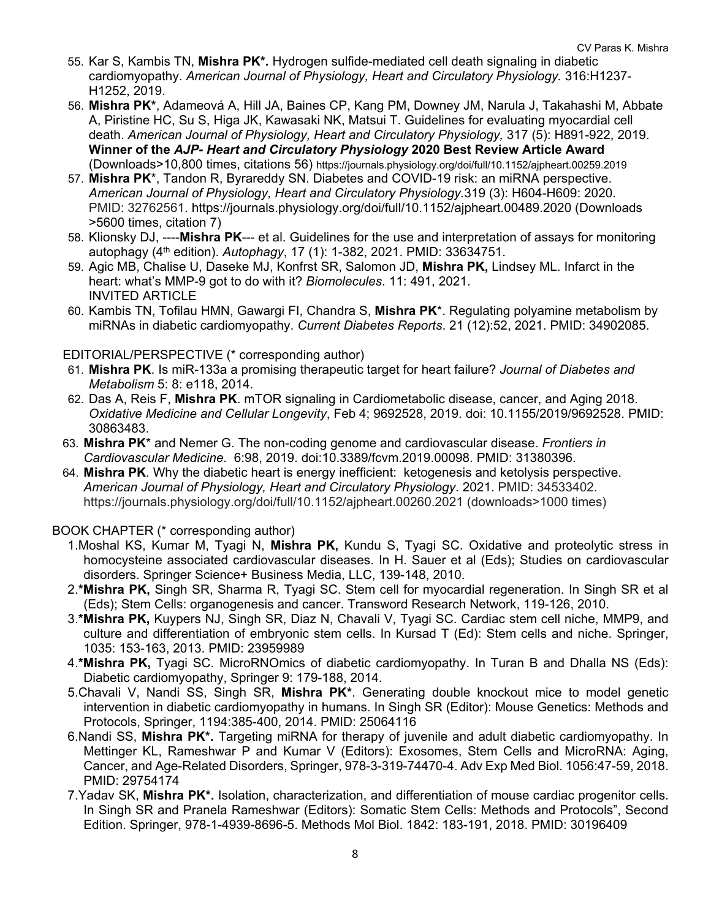55. Kar S, Kambis TN, **Mishra PK*.** Hydrogen sulfide-mediated cell death signaling in diabetic cardiomyopathy. *American Journal of Physiology, Heart and Circulatory Physiology.* 316:H1237-H1252, 2019.
56. **Mishra PK***, Adameová A, Hill JA, Baines CP, Kang PM, Downey JM, Narula J, Takahashi M, Abbate A, Piristine HC, Su S, Higa JK, Kawasaki NK, Matsui T. Guidelines for evaluating myocardial cell death. *American Journal of Physiology, Heart and Circulatory Physiology,* 317 (5): H891-922, 2019. **Winner of the *AJP- Heart and Circulatory Physiology* 2020 Best Review Article Award** (Downloads>10,800 times, citations 56) https://journals.physiology.org/doi/full/10.1152/ajpheart.00259.2019
57. **Mishra PK***, Tandon R, Byrareddy SN. Diabetes and COVID-19 risk: an miRNA perspective. *American Journal of Physiology, Heart and Circulatory Physiology*.319 (3): H604-H609: 2020. PMID: 32762561. https://journals.physiology.org/doi/full/10.1152/ajpheart.00489.2020 (Downloads >5600 times, citation 7)
58. Klionsky DJ, ----**Mishra PK**--- et al. Guidelines for the use and interpretation of assays for monitoring autophagy (4th edition). *Autophagy*, 17 (1): 1-382, 2021. PMID: 33634751.
59. Agic MB, Chalise U, Daseke MJ, Konfrst SR, Salomon JD, **Mishra PK,** Lindsey ML. Infarct in the heart: what's MMP-9 got to do with it? *Biomolecules*. 11: 491, 2021. INVITED ARTICLE
60. Kambis TN, Tofilau HMN, Gawargi FI, Chandra S, **Mishra PK***. Regulating polyamine metabolism by miRNAs in diabetic cardiomyopathy. *Current Diabetes Reports*. 21 (12):52, 2021. PMID: 34902085.

EDITORIAL/PERSPECTIVE (* corresponding author)

61. **Mishra PK**. Is miR-133a a promising therapeutic target for heart failure? *Journal of Diabetes and Metabolism* 5: 8: e118, 2014.
62. Das A, Reis F, **Mishra PK**. mTOR signaling in Cardiometabolic disease, cancer, and Aging 2018. *Oxidative Medicine and Cellular Longevity*, Feb 4; 9692528, 2019. doi: 10.1155/2019/9692528. PMID: 30863483.
63. **Mishra PK*** and Nemer G. The non-coding genome and cardiovascular disease. *Frontiers in Cardiovascular Medicine*. 6:98, 2019. doi:10.3389/fcvm.2019.00098. PMID: 31380396.
64. **Mishra PK**. Why the diabetic heart is energy inefficient: ketogenesis and ketolysis perspective. *American Journal of Physiology, Heart and Circulatory Physiology*. 2021. PMID: 34533402. https://journals.physiology.org/doi/full/10.1152/ajpheart.00260.2021 (downloads>1000 times)

BOOK CHAPTER (* corresponding author)

1. Moshal KS, Kumar M, Tyagi N, **Mishra PK,** Kundu S, Tyagi SC. Oxidative and proteolytic stress in homocysteine associated cardiovascular diseases. In H. Sauer et al (Eds); Studies on cardiovascular disorders. Springer Science+ Business Media, LLC, 139-148, 2010.
2. ***Mishra PK,** Singh SR, Sharma R, Tyagi SC. Stem cell for myocardial regeneration. In Singh SR et al (Eds); Stem Cells: organogenesis and cancer. Transword Research Network, 119-126, 2010.
3. ***Mishra PK,** Kuypers NJ, Singh SR, Diaz N, Chavali V, Tyagi SC. Cardiac stem cell niche, MMP9, and culture and differentiation of embryonic stem cells. In Kursad T (Ed): Stem cells and niche. Springer, 1035: 153-163, 2013. PMID: 23959989
4. ***Mishra PK,** Tyagi SC. MicroRNOmics of diabetic cardiomyopathy. In Turan B and Dhalla NS (Eds): Diabetic cardiomyopathy, Springer 9: 179-188, 2014.
5. Chavali V, Nandi SS, Singh SR, **Mishra PK***. Generating double knockout mice to model genetic intervention in diabetic cardiomyopathy in humans. In Singh SR (Editor): Mouse Genetics: Methods and Protocols, Springer, 1194:385-400, 2014. PMID: 25064116
6. Nandi SS, **Mishra PK*.** Targeting miRNA for therapy of juvenile and adult diabetic cardiomyopathy. In Mettinger KL, Rameshwar P and Kumar V (Editors): Exosomes, Stem Cells and MicroRNA: Aging, Cancer, and Age-Related Disorders, Springer, 978-3-319-74470-4. Adv Exp Med Biol. 1056:47-59, 2018. PMID: 29754174
7. Yadav SK, **Mishra PK*.** Isolation, characterization, and differentiation of mouse cardiac progenitor cells. In Singh SR and Pranela Rameshwar (Editors): Somatic Stem Cells: Methods and Protocols", Second Edition. Springer, 978-1-4939-8696-5. Methods Mol Biol. 1842: 183-191, 2018. PMID: 30196409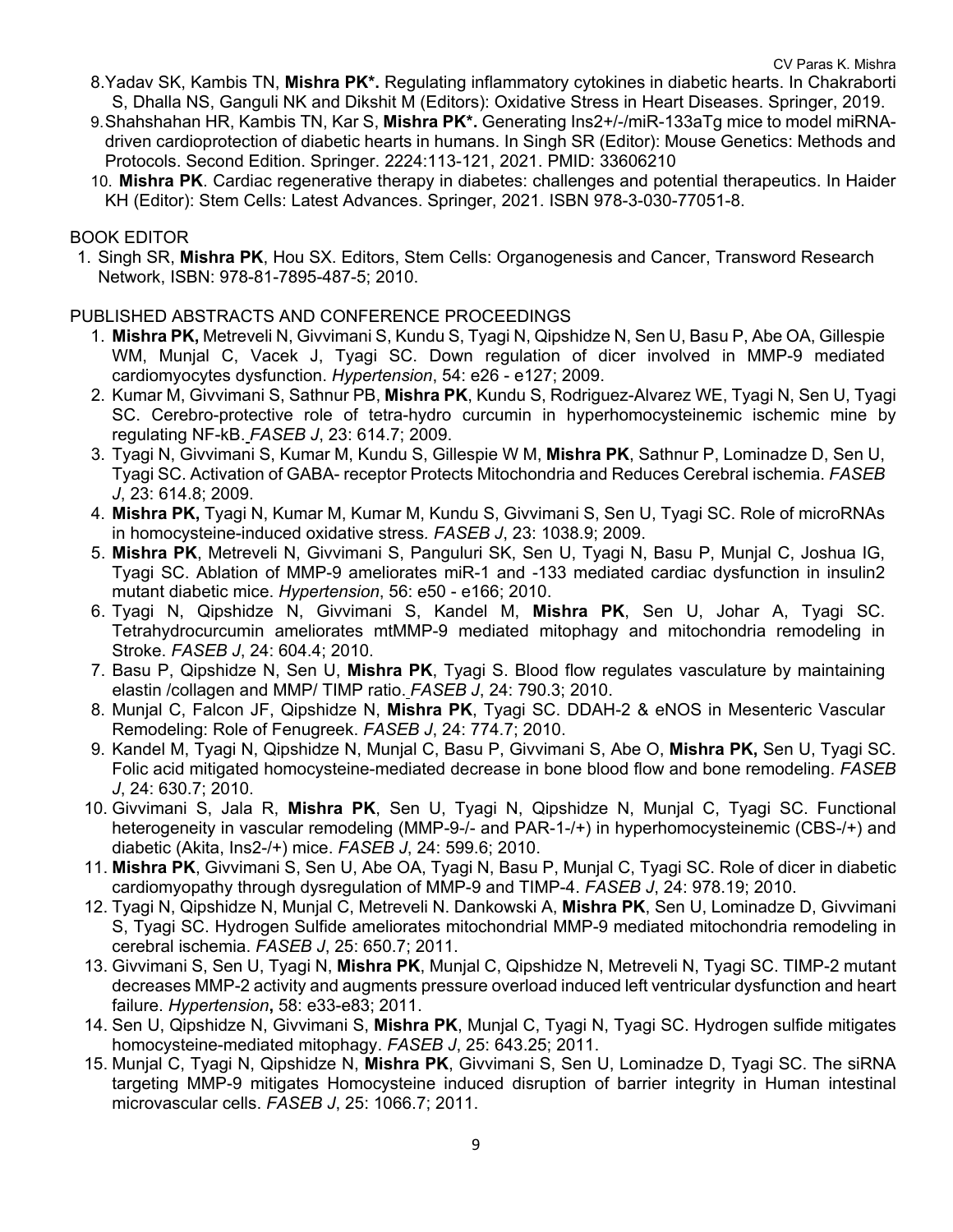8. Yadav SK, Kambis TN, **Mishra PK\*.** Regulating inflammatory cytokines in diabetic hearts. In Chakraborti S, Dhalla NS, Ganguli NK and Dikshit M (Editors): Oxidative Stress in Heart Diseases. Springer, 2019.
9. Shahshahan HR, Kambis TN, Kar S, **Mishra PK\*.** Generating Ins2+/-/miR-133aTg mice to model miRNA-driven cardioprotection of diabetic hearts in humans. In Singh SR (Editor): Mouse Genetics: Methods and Protocols. Second Edition. Springer. 2224:113-121, 2021. PMID: 33606210
10. **Mishra PK**. Cardiac regenerative therapy in diabetes: challenges and potential therapeutics. In Haider KH (Editor): Stem Cells: Latest Advances. Springer, 2021. ISBN 978-3-030-77051-8.

BOOK EDITOR

1. Singh SR, **Mishra PK**, Hou SX. Editors, Stem Cells: Organogenesis and Cancer, Transword Research Network, ISBN: 978-81-7895-487-5; 2010.

PUBLISHED ABSTRACTS AND CONFERENCE PROCEEDINGS

1. **Mishra PK,** Metreveli N, Givvimani S, Kundu S, Tyagi N, Qipshidze N, Sen U, Basu P, Abe OA, Gillespie WM, Munjal C, Vacek J, Tyagi SC. Down regulation of dicer involved in MMP-9 mediated cardiomyocytes dysfunction. *Hypertension*, 54: e26 - e127; 2009.
2. Kumar M, Givvimani S, Sathnur PB, **Mishra PK**, Kundu S, Rodriguez-Alvarez WE, Tyagi N, Sen U, Tyagi SC. Cerebro-protective role of tetra-hydro curcumin in hyperhomocysteinemic ischemic mine by regulating NF-kB. *FASEB J*, 23: 614.7; 2009.
3. Tyagi N, Givvimani S, Kumar M, Kundu S, Gillespie W M, **Mishra PK**, Sathnur P, Lominadze D, Sen U, Tyagi SC. Activation of GABA- receptor Protects Mitochondria and Reduces Cerebral ischemia. *FASEB J*, 23: 614.8; 2009.
4. **Mishra PK,** Tyagi N, Kumar M, Kumar M, Kundu S, Givvimani S, Sen U, Tyagi SC. Role of microRNAs in homocysteine-induced oxidative stress. *FASEB J*, 23: 1038.9; 2009.
5. **Mishra PK**, Metreveli N, Givvimani S, Panguluri SK, Sen U, Tyagi N, Basu P, Munjal C, Joshua IG, Tyagi SC. Ablation of MMP-9 ameliorates miR-1 and -133 mediated cardiac dysfunction in insulin2 mutant diabetic mice. *Hypertension*, 56: e50 - e166; 2010.
6. Tyagi N, Qipshidze N, Givvimani S, Kandel M, **Mishra PK**, Sen U, Johar A, Tyagi SC. Tetrahydrocurcumin ameliorates mtMMP-9 mediated mitophagy and mitochondria remodeling in Stroke. *FASEB J*, 24: 604.4; 2010.
7. Basu P, Qipshidze N, Sen U, **Mishra PK**, Tyagi S. Blood flow regulates vasculature by maintaining elastin /collagen and MMP/ TIMP ratio. *FASEB J*, 24: 790.3; 2010.
8. Munjal C, Falcon JF, Qipshidze N, **Mishra PK**, Tyagi SC. DDAH-2 & eNOS in Mesenteric Vascular Remodeling: Role of Fenugreek. *FASEB J*, 24: 774.7; 2010.
9. Kandel M, Tyagi N, Qipshidze N, Munjal C, Basu P, Givvimani S, Abe O, **Mishra PK,** Sen U, Tyagi SC. Folic acid mitigated homocysteine-mediated decrease in bone blood flow and bone remodeling. *FASEB J*, 24: 630.7; 2010.
10. Givvimani S, Jala R, **Mishra PK**, Sen U, Tyagi N, Qipshidze N, Munjal C, Tyagi SC. Functional heterogeneity in vascular remodeling (MMP-9-/- and PAR-1-/+) in hyperhomocysteinemic (CBS-/+) and diabetic (Akita, Ins2-/+) mice. *FASEB J*, 24: 599.6; 2010.
11. **Mishra PK**, Givvimani S, Sen U, Abe OA, Tyagi N, Basu P, Munjal C, Tyagi SC. Role of dicer in diabetic cardiomyopathy through dysregulation of MMP-9 and TIMP-4. *FASEB J*, 24: 978.19; 2010.
12. Tyagi N, Qipshidze N, Munjal C, Metreveli N. Dankowski A, **Mishra PK**, Sen U, Lominadze D, Givvimani S, Tyagi SC. Hydrogen Sulfide ameliorates mitochondrial MMP-9 mediated mitochondria remodeling in cerebral ischemia. *FASEB J*, 25: 650.7; 2011.
13. Givvimani S, Sen U, Tyagi N, **Mishra PK**, Munjal C, Qipshidze N, Metreveli N, Tyagi SC. TIMP-2 mutant decreases MMP-2 activity and augments pressure overload induced left ventricular dysfunction and heart failure. *Hypertension***,** 58: e33-e83; 2011.
14. Sen U, Qipshidze N, Givvimani S, **Mishra PK**, Munjal C, Tyagi N, Tyagi SC. Hydrogen sulfide mitigates homocysteine-mediated mitophagy. *FASEB J*, 25: 643.25; 2011.
15. Munjal C, Tyagi N, Qipshidze N, **Mishra PK**, Givvimani S, Sen U, Lominadze D, Tyagi SC. The siRNA targeting MMP-9 mitigates Homocysteine induced disruption of barrier integrity in Human intestinal microvascular cells. *FASEB J*, 25: 1066.7; 2011.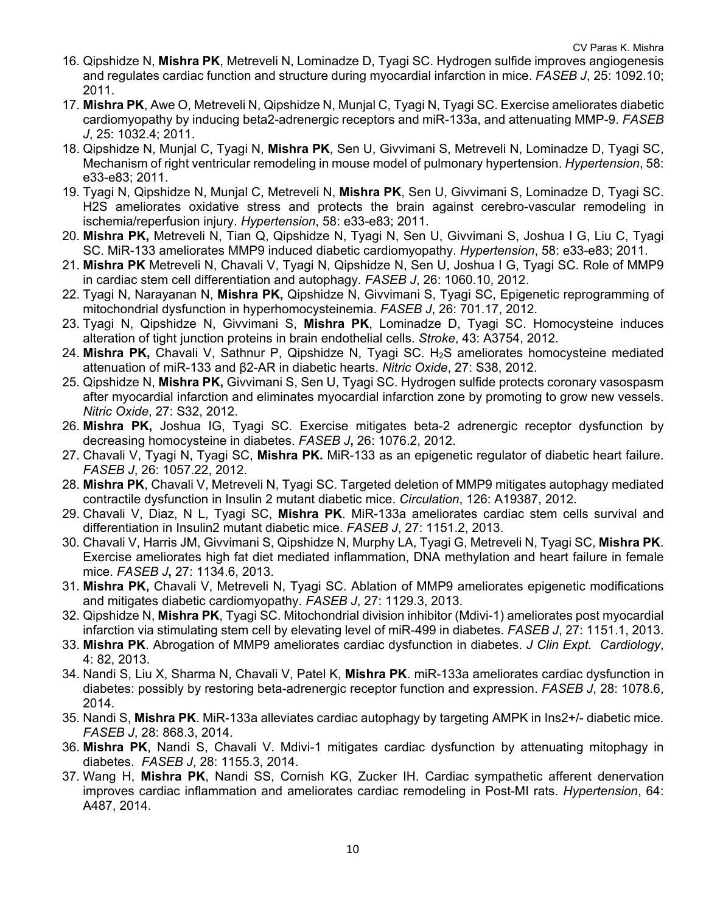16. Qipshidze N, **Mishra PK**, Metreveli N, Lominadze D, Tyagi SC. Hydrogen sulfide improves angiogenesis and regulates cardiac function and structure during myocardial infarction in mice. *FASEB J*, 25: 1092.10; 2011.
17. **Mishra PK**, Awe O, Metreveli N, Qipshidze N, Munjal C, Tyagi N, Tyagi SC. Exercise ameliorates diabetic cardiomyopathy by inducing beta2-adrenergic receptors and miR-133a, and attenuating MMP-9. *FASEB J*, 25: 1032.4; 2011.
18. Qipshidze N, Munjal C, Tyagi N, **Mishra PK**, Sen U, Givvimani S, Metreveli N, Lominadze D, Tyagi SC, Mechanism of right ventricular remodeling in mouse model of pulmonary hypertension. *Hypertension*, 58: e33-e83; 2011.
19. Tyagi N, Qipshidze N, Munjal C, Metreveli N, **Mishra PK**, Sen U, Givvimani S, Lominadze D, Tyagi SC. H2S ameliorates oxidative stress and protects the brain against cerebro-vascular remodeling in ischemia/reperfusion injury. *Hypertension*, 58: e33-e83; 2011.
20. **Mishra PK,** Metreveli N, Tian Q, Qipshidze N, Tyagi N, Sen U, Givvimani S, Joshua I G, Liu C, Tyagi SC. MiR-133 ameliorates MMP9 induced diabetic cardiomyopathy. *Hypertension*, 58: e33-e83; 2011.
21. **Mishra PK** Metreveli N, Chavali V, Tyagi N, Qipshidze N, Sen U, Joshua I G, Tyagi SC. Role of MMP9 in cardiac stem cell differentiation and autophagy. *FASEB J*, 26: 1060.10, 2012.
22. Tyagi N, Narayanan N, **Mishra PK,** Qipshidze N, Givvimani S, Tyagi SC, Epigenetic reprogramming of mitochondrial dysfunction in hyperhomocysteinemia. *FASEB J*, 26: 701.17, 2012.
23. Tyagi N, Qipshidze N, Givvimani S, **Mishra PK**, Lominadze D, Tyagi SC. Homocysteine induces alteration of tight junction proteins in brain endothelial cells. *Stroke*, 43: A3754, 2012.
24. **Mishra PK,** Chavali V, Sathnur P, Qipshidze N, Tyagi SC. $H_2S$ ameliorates homocysteine mediated attenuation of miR-133 and β2-AR in diabetic hearts. *Nitric Oxide*, 27: S38, 2012.
25. Qipshidze N, **Mishra PK,** Givvimani S, Sen U, Tyagi SC. Hydrogen sulfide protects coronary vasospasm after myocardial infarction and eliminates myocardial infarction zone by promoting to grow new vessels. *Nitric Oxide*, 27: S32, 2012.
26. **Mishra PK,** Joshua IG, Tyagi SC. Exercise mitigates beta-2 adrenergic receptor dysfunction by decreasing homocysteine in diabetes. *FASEB J***,** 26: 1076.2, 2012.
27. Chavali V, Tyagi N, Tyagi SC, **Mishra PK.** MiR-133 as an epigenetic regulator of diabetic heart failure. *FASEB J*, 26: 1057.22, 2012.
28. **Mishra PK**, Chavali V, Metreveli N, Tyagi SC. Targeted deletion of MMP9 mitigates autophagy mediated contractile dysfunction in Insulin 2 mutant diabetic mice. *Circulation*, 126: A19387, 2012.
29. Chavali V, Diaz, N L, Tyagi SC, **Mishra PK**. MiR-133a ameliorates cardiac stem cells survival and differentiation in Insulin2 mutant diabetic mice. *FASEB J*, 27: 1151.2, 2013.
30. Chavali V, Harris JM, Givvimani S, Qipshidze N, Murphy LA, Tyagi G, Metreveli N, Tyagi SC, **Mishra PK**. Exercise ameliorates high fat diet mediated inflammation, DNA methylation and heart failure in female mice. *FASEB J***,** 27: 1134.6, 2013.
31. **Mishra PK,** Chavali V, Metreveli N, Tyagi SC. Ablation of MMP9 ameliorates epigenetic modifications and mitigates diabetic cardiomyopathy. *FASEB J*, 27: 1129.3, 2013.
32. Qipshidze N, **Mishra PK**, Tyagi SC. Mitochondrial division inhibitor (Mdivi-1) ameliorates post myocardial infarction via stimulating stem cell by elevating level of miR-499 in diabetes. *FASEB J*, 27: 1151.1, 2013.
33. **Mishra PK**. Abrogation of MMP9 ameliorates cardiac dysfunction in diabetes. *J Clin Expt. Cardiology*, 4: 82, 2013.
34. Nandi S, Liu X, Sharma N, Chavali V, Patel K, **Mishra PK**. miR-133a ameliorates cardiac dysfunction in diabetes: possibly by restoring beta-adrenergic receptor function and expression. *FASEB J*, 28: 1078.6, 2014.
35. Nandi S, **Mishra PK**. MiR-133a alleviates cardiac autophagy by targeting AMPK in Ins2+/- diabetic mice. *FASEB J*, 28: 868.3, 2014.
36. **Mishra PK**, Nandi S, Chavali V. Mdivi-1 mitigates cardiac dysfunction by attenuating mitophagy in diabetes. *FASEB J*, 28: 1155.3, 2014.
37. Wang H, **Mishra PK**, Nandi SS, Cornish KG, Zucker IH. Cardiac sympathetic afferent denervation improves cardiac inflammation and ameliorates cardiac remodeling in Post-MI rats. *Hypertension*, 64: A487, 2014.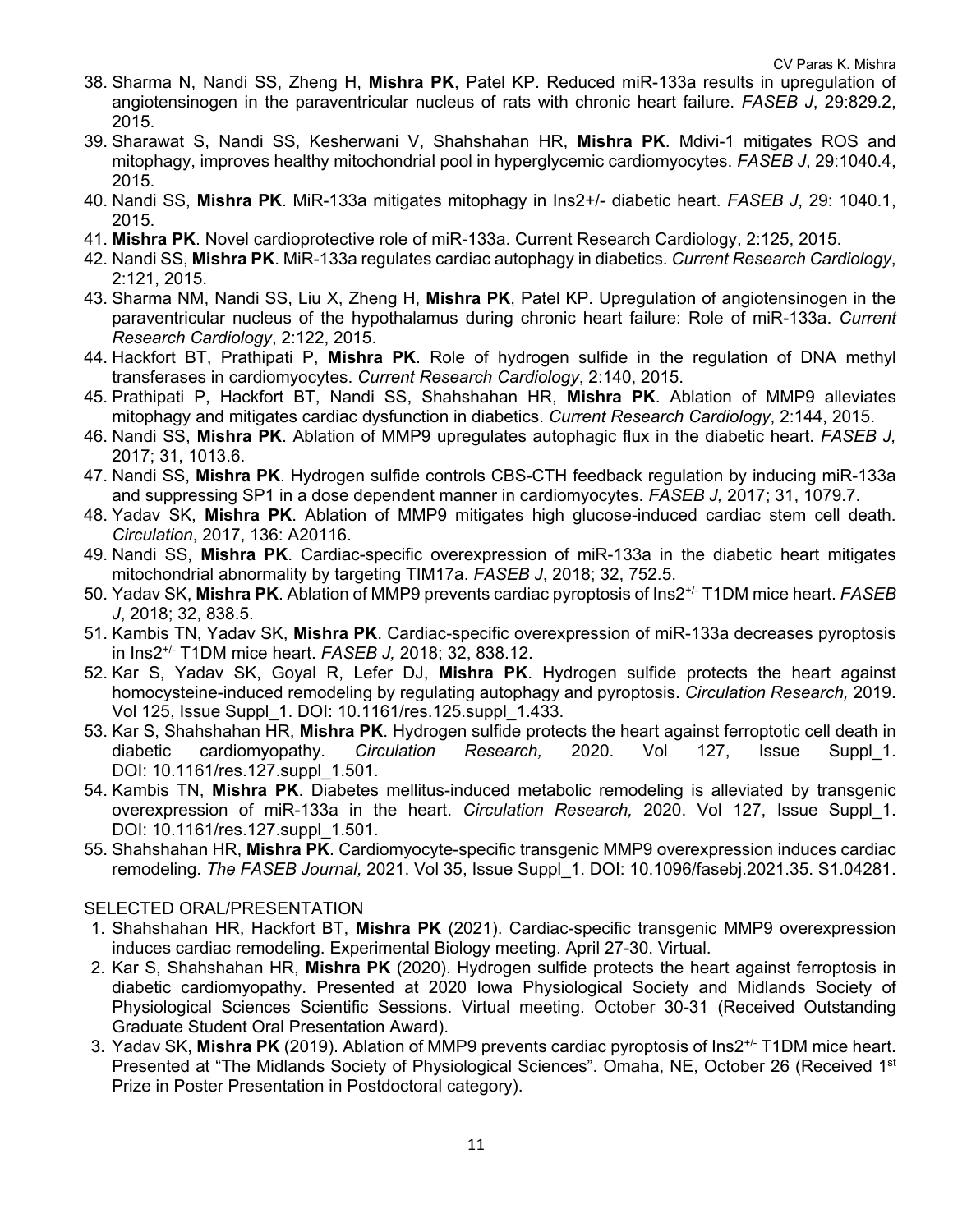38. Sharma N, Nandi SS, Zheng H, **Mishra PK**, Patel KP. Reduced miR-133a results in upregulation of angiotensinogen in the paraventricular nucleus of rats with chronic heart failure. *FASEB J*, 29:829.2, 2015.
39. Sharawat S, Nandi SS, Kesherwani V, Shahshahan HR, **Mishra PK**. Mdivi-1 mitigates ROS and mitophagy, improves healthy mitochondrial pool in hyperglycemic cardiomyocytes. *FASEB J*, 29:1040.4, 2015.
40. Nandi SS, **Mishra PK**. MiR-133a mitigates mitophagy in Ins2+/- diabetic heart. *FASEB J*, 29: 1040.1, 2015.
41. **Mishra PK**. Novel cardioprotective role of miR-133a. Current Research Cardiology, 2:125, 2015.
42. Nandi SS, **Mishra PK**. MiR-133a regulates cardiac autophagy in diabetics. *Current Research Cardiology*, 2:121, 2015.
43. Sharma NM, Nandi SS, Liu X, Zheng H, **Mishra PK**, Patel KP. Upregulation of angiotensinogen in the paraventricular nucleus of the hypothalamus during chronic heart failure: Role of miR-133a. *Current Research Cardiology*, 2:122, 2015.
44. Hackfort BT, Prathipati P, **Mishra PK**. Role of hydrogen sulfide in the regulation of DNA methyl transferases in cardiomyocytes. *Current Research Cardiology*, 2:140, 2015.
45. Prathipati P, Hackfort BT, Nandi SS, Shahshahan HR, **Mishra PK**. Ablation of MMP9 alleviates mitophagy and mitigates cardiac dysfunction in diabetics. *Current Research Cardiology*, 2:144, 2015.
46. Nandi SS, **Mishra PK**. Ablation of MMP9 upregulates autophagic flux in the diabetic heart. *FASEB J,* 2017; 31, 1013.6.
47. Nandi SS, **Mishra PK**. Hydrogen sulfide controls CBS-CTH feedback regulation by inducing miR-133a and suppressing SP1 in a dose dependent manner in cardiomyocytes. *FASEB J,* 2017; 31, 1079.7.
48. Yadav SK, **Mishra PK**. Ablation of MMP9 mitigates high glucose-induced cardiac stem cell death. *Circulation*, 2017, 136: A20116.
49. Nandi SS, **Mishra PK**. Cardiac-specific overexpression of miR-133a in the diabetic heart mitigates mitochondrial abnormality by targeting TIM17a. *FASEB J*, 2018; 32, 752.5.
50. Yadav SK, **Mishra PK**. Ablation of MMP9 prevents cardiac pyroptosis of $Ins2^{+/-}$ T1DM mice heart. *FASEB J*, 2018; 32, 838.5.
51. Kambis TN, Yadav SK, **Mishra PK**. Cardiac-specific overexpression of miR-133a decreases pyroptosis in $Ins2^{+/-}$ T1DM mice heart. *FASEB J,* 2018; 32, 838.12.
52. Kar S, Yadav SK, Goyal R, Lefer DJ, **Mishra PK**. Hydrogen sulfide protects the heart against homocysteine-induced remodeling by regulating autophagy and pyroptosis. *Circulation Research,* 2019. Vol 125, Issue Suppl_1. DOI: 10.1161/res.125.suppl_1.433.
53. Kar S, Shahshahan HR, **Mishra PK**. Hydrogen sulfide protects the heart against ferroptotic cell death in diabetic cardiomyopathy. *Circulation Research,* 2020. Vol 127, Issue Suppl_1. DOI: 10.1161/res.127.suppl_1.501.
54. Kambis TN, **Mishra PK**. Diabetes mellitus-induced metabolic remodeling is alleviated by transgenic overexpression of miR-133a in the heart. *Circulation Research,* 2020. Vol 127, Issue Suppl_1. DOI: 10.1161/res.127.suppl_1.501.
55. Shahshahan HR, **Mishra PK**. Cardiomyocyte-specific transgenic MMP9 overexpression induces cardiac remodeling. *The FASEB Journal,* 2021. Vol 35, Issue Suppl_1. DOI: 10.1096/fasebj.2021.35. S1.04281.

SELECTED ORAL/PRESENTATION

1. Shahshahan HR, Hackfort BT, **Mishra PK** (2021). Cardiac-specific transgenic MMP9 overexpression induces cardiac remodeling. Experimental Biology meeting. April 27-30. Virtual.
2. Kar S, Shahshahan HR, **Mishra PK** (2020). Hydrogen sulfide protects the heart against ferroptosis in diabetic cardiomyopathy. Presented at 2020 Iowa Physiological Society and Midlands Society of Physiological Sciences Scientific Sessions. Virtual meeting. October 30-31 (Received Outstanding Graduate Student Oral Presentation Award).
3. Yadav SK, **Mishra PK** (2019). Ablation of MMP9 prevents cardiac pyroptosis of $Ins2^{+/-}$ T1DM mice heart. Presented at "The Midlands Society of Physiological Sciences". Omaha, NE, October 26 (Received 1st Prize in Poster Presentation in Postdoctoral category).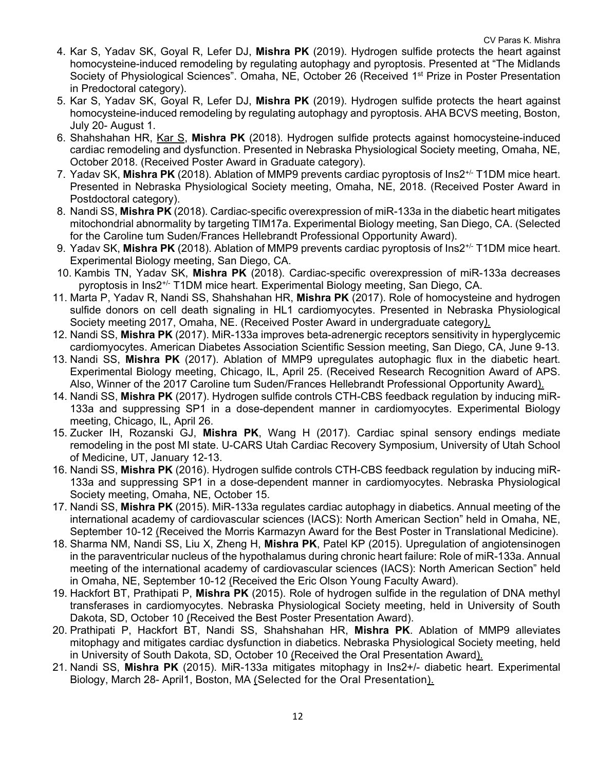4. Kar S, Yadav SK, Goyal R, Lefer DJ, **Mishra PK** (2019). Hydrogen sulfide protects the heart against homocysteine-induced remodeling by regulating autophagy and pyroptosis. Presented at "The Midlands Society of Physiological Sciences". Omaha, NE, October 26 (Received 1st Prize in Poster Presentation in Predoctoral category).
5. Kar S, Yadav SK, Goyal R, Lefer DJ, **Mishra PK** (2019). Hydrogen sulfide protects the heart against homocysteine-induced remodeling by regulating autophagy and pyroptosis. AHA BCVS meeting, Boston, July 20- August 1.
6. Shahshahan HR, Kar S, **Mishra PK** (2018). Hydrogen sulfide protects against homocysteine-induced cardiac remodeling and dysfunction. Presented in Nebraska Physiological Society meeting, Omaha, NE, October 2018. (Received Poster Award in Graduate category).
7. Yadav SK, **Mishra PK** (2018). Ablation of MMP9 prevents cardiac pyroptosis of Ins2$^{+/-}$ T1DM mice heart. Presented in Nebraska Physiological Society meeting, Omaha, NE, 2018. (Received Poster Award in Postdoctoral category).
8. Nandi SS, **Mishra PK** (2018). Cardiac-specific overexpression of miR-133a in the diabetic heart mitigates mitochondrial abnormality by targeting TIM17a. Experimental Biology meeting, San Diego, CA. (Selected for the Caroline tum Suden/Frances Hellebrandt Professional Opportunity Award).
9. Yadav SK, **Mishra PK** (2018). Ablation of MMP9 prevents cardiac pyroptosis of Ins2$^{+/-}$ T1DM mice heart. Experimental Biology meeting, San Diego, CA.
10. Kambis TN, Yadav SK, **Mishra PK** (2018). Cardiac-specific overexpression of miR-133a decreases pyroptosis in Ins2$^{+/-}$ T1DM mice heart. Experimental Biology meeting, San Diego, CA.
11. Marta P, Yadav R, Nandi SS, Shahshahan HR, **Mishra PK** (2017). Role of homocysteine and hydrogen sulfide donors on cell death signaling in HL1 cardiomyocytes. Presented in Nebraska Physiological Society meeting 2017, Omaha, NE. (Received Poster Award in undergraduate category).
12. Nandi SS, **Mishra PK** (2017). MiR-133a improves beta-adrenergic receptors sensitivity in hyperglycemic cardiomyocytes. American Diabetes Association Scientific Session meeting, San Diego, CA, June 9-13.
13. Nandi SS, **Mishra PK** (2017). Ablation of MMP9 upregulates autophagic flux in the diabetic heart. Experimental Biology meeting, Chicago, IL, April 25. (Received Research Recognition Award of APS. Also, Winner of the 2017 Caroline tum Suden/Frances Hellebrandt Professional Opportunity Award).
14. Nandi SS, **Mishra PK** (2017). Hydrogen sulfide controls CTH-CBS feedback regulation by inducing miR-133a and suppressing SP1 in a dose-dependent manner in cardiomyocytes. Experimental Biology meeting, Chicago, IL, April 26.
15. Zucker IH, Rozanski GJ, **Mishra PK**, Wang H (2017). Cardiac spinal sensory endings mediate remodeling in the post MI state. U-CARS Utah Cardiac Recovery Symposium, University of Utah School of Medicine, UT, January 12-13.
16. Nandi SS, **Mishra PK** (2016). Hydrogen sulfide controls CTH-CBS feedback regulation by inducing miR-133a and suppressing SP1 in a dose-dependent manner in cardiomyocytes. Nebraska Physiological Society meeting, Omaha, NE, October 15.
17. Nandi SS, **Mishra PK** (2015). MiR-133a regulates cardiac autophagy in diabetics. Annual meeting of the international academy of cardiovascular sciences (IACS): North American Section" held in Omaha, NE, September 10-12 (Received the Morris Karmazyn Award for the Best Poster in Translational Medicine).
18. Sharma NM, Nandi SS, Liu X, Zheng H, **Mishra PK**, Patel KP (2015). Upregulation of angiotensinogen in the paraventricular nucleus of the hypothalamus during chronic heart failure: Role of miR-133a. Annual meeting of the international academy of cardiovascular sciences (IACS): North American Section" held in Omaha, NE, September 10-12 (Received the Eric Olson Young Faculty Award).
19. Hackfort BT, Prathipati P, **Mishra PK** (2015). Role of hydrogen sulfide in the regulation of DNA methyl transferases in cardiomyocytes. Nebraska Physiological Society meeting, held in University of South Dakota, SD, October 10 (Received the Best Poster Presentation Award).
20. Prathipati P, Hackfort BT, Nandi SS, Shahshahan HR, **Mishra PK**. Ablation of MMP9 alleviates mitophagy and mitigates cardiac dysfunction in diabetics. Nebraska Physiological Society meeting, held in University of South Dakota, SD, October 10 (Received the Oral Presentation Award).
21. Nandi SS, **Mishra PK** (2015). MiR-133a mitigates mitophagy in Ins2+/- diabetic heart. Experimental Biology, March 28- April1, Boston, MA (Selected for the Oral Presentation).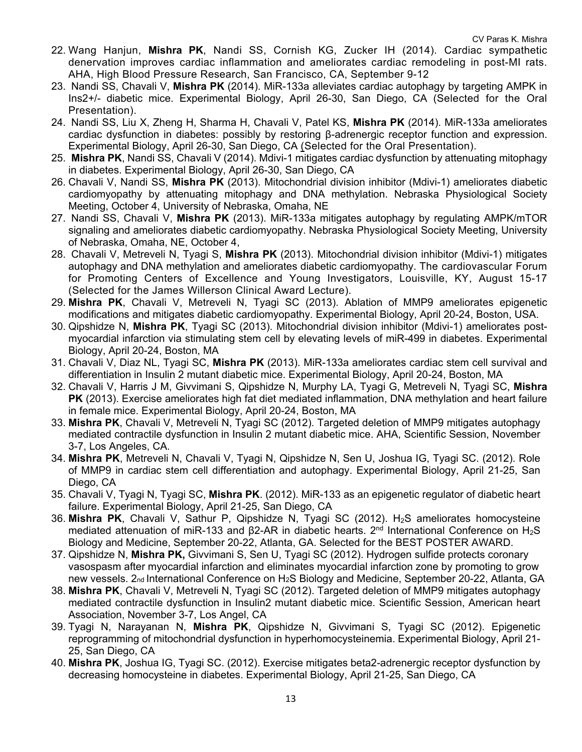22. Wang Hanjun, **Mishra PK**, Nandi SS, Cornish KG, Zucker IH (2014). Cardiac sympathetic denervation improves cardiac inflammation and ameliorates cardiac remodeling in post-MI rats. AHA, High Blood Pressure Research, San Francisco, CA, September 9-12
23. Nandi SS, Chavali V, **Mishra PK** (2014). MiR-133a alleviates cardiac autophagy by targeting AMPK in Ins2+/- diabetic mice. Experimental Biology, April 26-30, San Diego, CA (Selected for the Oral Presentation).
24. Nandi SS, Liu X, Zheng H, Sharma H, Chavali V, Patel KS, **Mishra PK** (2014). MiR-133a ameliorates cardiac dysfunction in diabetes: possibly by restoring β-adrenergic receptor function and expression. Experimental Biology, April 26-30, San Diego, CA (Selected for the Oral Presentation).
25. **Mishra PK**, Nandi SS, Chavali V (2014). Mdivi-1 mitigates cardiac dysfunction by attenuating mitophagy in diabetes. Experimental Biology, April 26-30, San Diego, CA
26. Chavali V, Nandi SS, **Mishra PK** (2013). Mitochondrial division inhibitor (Mdivi-1) ameliorates diabetic cardiomyopathy by attenuating mitophagy and DNA methylation. Nebraska Physiological Society Meeting, October 4, University of Nebraska, Omaha, NE
27. Nandi SS, Chavali V, **Mishra PK** (2013). MiR-133a mitigates autophagy by regulating AMPK/mTOR signaling and ameliorates diabetic cardiomyopathy. Nebraska Physiological Society Meeting, University of Nebraska, Omaha, NE, October 4,
28. Chavali V, Metreveli N, Tyagi S, **Mishra PK** (2013). Mitochondrial division inhibitor (Mdivi-1) mitigates autophagy and DNA methylation and ameliorates diabetic cardiomyopathy. The cardiovascular Forum for Promoting Centers of Excellence and Young Investigators, Louisville, KY, August 15-17 (Selected for the James Willerson Clinical Award Lecture).
29. **Mishra PK**, Chavali V, Metreveli N, Tyagi SC (2013). Ablation of MMP9 ameliorates epigenetic modifications and mitigates diabetic cardiomyopathy. Experimental Biology, April 20-24, Boston, USA.
30. Qipshidze N, **Mishra PK**, Tyagi SC (2013). Mitochondrial division inhibitor (Mdivi-1) ameliorates post-myocardial infarction via stimulating stem cell by elevating levels of miR-499 in diabetes. Experimental Biology, April 20-24, Boston, MA
31. Chavali V, Diaz NL, Tyagi SC, **Mishra PK** (2013). MiR-133a ameliorates cardiac stem cell survival and differentiation in Insulin 2 mutant diabetic mice. Experimental Biology, April 20-24, Boston, MA
32. Chavali V, Harris J M, Givvimani S, Qipshidze N, Murphy LA, Tyagi G, Metreveli N, Tyagi SC, **Mishra PK** (2013). Exercise ameliorates high fat diet mediated inflammation, DNA methylation and heart failure in female mice. Experimental Biology, April 20-24, Boston, MA
33. **Mishra PK**, Chavali V, Metreveli N, Tyagi SC (2012). Targeted deletion of MMP9 mitigates autophagy mediated contractile dysfunction in Insulin 2 mutant diabetic mice. AHA, Scientific Session, November 3-7, Los Angeles, CA.
34. **Mishra PK**, Metreveli N, Chavali V, Tyagi N, Qipshidze N, Sen U, Joshua IG, Tyagi SC. (2012). Role of MMP9 in cardiac stem cell differentiation and autophagy. Experimental Biology, April 21-25, San Diego, CA
35. Chavali V, Tyagi N, Tyagi SC, **Mishra PK**. (2012). MiR-133 as an epigenetic regulator of diabetic heart failure. Experimental Biology, April 21-25, San Diego, CA
36. **Mishra PK**, Chavali V, Sathur P, Qipshidze N, Tyagi SC (2012). $H_2S$ ameliorates homocysteine mediated attenuation of miR-133 and β2-AR in diabetic hearts. 2nd International Conference on $H_2S$ Biology and Medicine, September 20-22, Atlanta, GA. Selected for the BEST POSTER AWARD.
37. Qipshidze N, **Mishra PK,** Givvimani S, Sen U, Tyagi SC (2012). Hydrogen sulfide protects coronary vasospasm after myocardial infarction and eliminates myocardial infarction zone by promoting to grow new vessels. 2nd International Conference on $H_2S$ Biology and Medicine, September 20-22, Atlanta, GA
38. **Mishra PK**, Chavali V, Metreveli N, Tyagi SC (2012). Targeted deletion of MMP9 mitigates autophagy mediated contractile dysfunction in Insulin2 mutant diabetic mice. Scientific Session, American heart Association, November 3-7, Los Angel, CA
39. Tyagi N, Narayanan N, **Mishra PK**, Qipshidze N, Givvimani S, Tyagi SC (2012). Epigenetic reprogramming of mitochondrial dysfunction in hyperhomocysteinemia. Experimental Biology, April 21-25, San Diego, CA
40. **Mishra PK**, Joshua IG, Tyagi SC. (2012). Exercise mitigates beta2-adrenergic receptor dysfunction by decreasing homocysteine in diabetes. Experimental Biology, April 21-25, San Diego, CA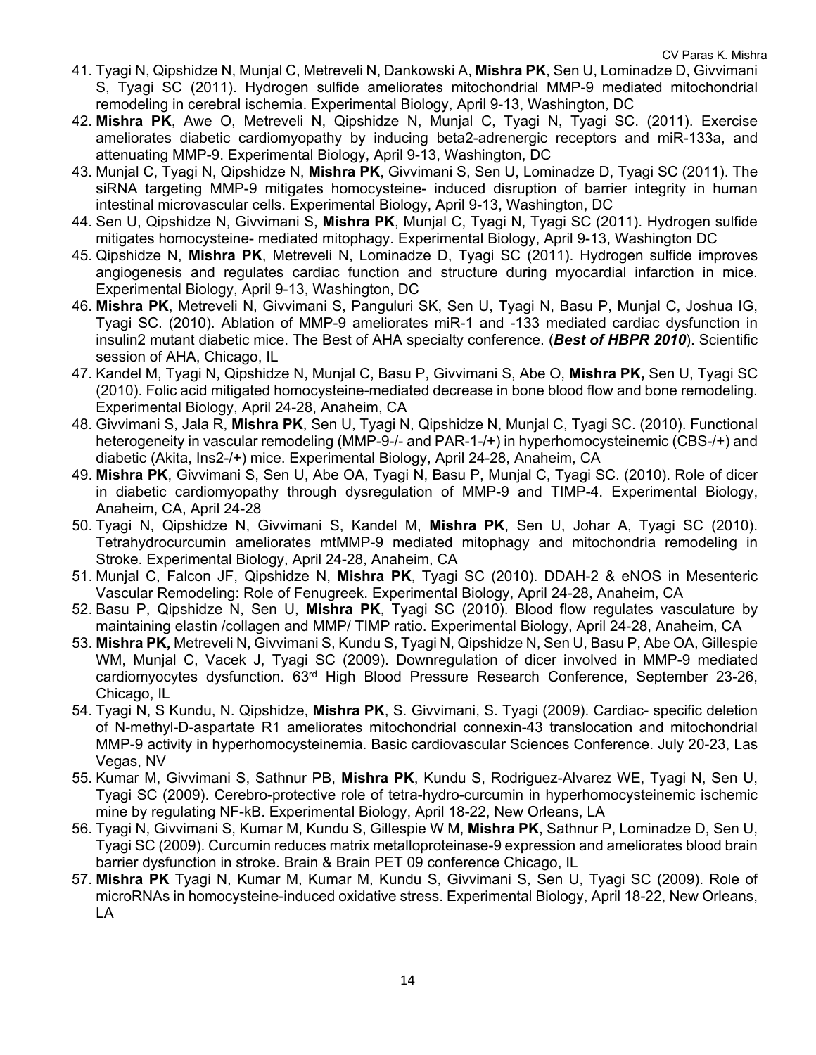41. Tyagi N, Qipshidze N, Munjal C, Metreveli N, Dankowski A, **Mishra PK**, Sen U, Lominadze D, Givvimani S, Tyagi SC (2011). Hydrogen sulfide ameliorates mitochondrial MMP-9 mediated mitochondrial remodeling in cerebral ischemia. Experimental Biology, April 9-13, Washington, DC
42. **Mishra PK**, Awe O, Metreveli N, Qipshidze N, Munjal C, Tyagi N, Tyagi SC. (2011). Exercise ameliorates diabetic cardiomyopathy by inducing beta2-adrenergic receptors and miR-133a, and attenuating MMP-9. Experimental Biology, April 9-13, Washington, DC
43. Munjal C, Tyagi N, Qipshidze N, **Mishra PK**, Givvimani S, Sen U, Lominadze D, Tyagi SC (2011). The siRNA targeting MMP-9 mitigates homocysteine- induced disruption of barrier integrity in human intestinal microvascular cells. Experimental Biology, April 9-13, Washington, DC
44. Sen U, Qipshidze N, Givvimani S, **Mishra PK**, Munjal C, Tyagi N, Tyagi SC (2011). Hydrogen sulfide mitigates homocysteine- mediated mitophagy. Experimental Biology, April 9-13, Washington DC
45. Qipshidze N, **Mishra PK**, Metreveli N, Lominadze D, Tyagi SC (2011). Hydrogen sulfide improves angiogenesis and regulates cardiac function and structure during myocardial infarction in mice. Experimental Biology, April 9-13, Washington, DC
46. **Mishra PK**, Metreveli N, Givvimani S, Panguluri SK, Sen U, Tyagi N, Basu P, Munjal C, Joshua IG, Tyagi SC. (2010). Ablation of MMP-9 ameliorates miR-1 and -133 mediated cardiac dysfunction in insulin2 mutant diabetic mice. The Best of AHA specialty conference. (***Best of HBPR 2010***). Scientific session of AHA, Chicago, IL
47. Kandel M, Tyagi N, Qipshidze N, Munjal C, Basu P, Givvimani S, Abe O, **Mishra PK,** Sen U, Tyagi SC (2010). Folic acid mitigated homocysteine-mediated decrease in bone blood flow and bone remodeling. Experimental Biology, April 24-28, Anaheim, CA
48. Givvimani S, Jala R, **Mishra PK**, Sen U, Tyagi N, Qipshidze N, Munjal C, Tyagi SC. (2010). Functional heterogeneity in vascular remodeling (MMP-9-/- and PAR-1-/+) in hyperhomocysteinemic (CBS-/+) and diabetic (Akita, Ins2-/+) mice. Experimental Biology, April 24-28, Anaheim, CA
49. **Mishra PK**, Givvimani S, Sen U, Abe OA, Tyagi N, Basu P, Munjal C, Tyagi SC. (2010). Role of dicer in diabetic cardiomyopathy through dysregulation of MMP-9 and TIMP-4. Experimental Biology, Anaheim, CA, April 24-28
50. Tyagi N, Qipshidze N, Givvimani S, Kandel M, **Mishra PK**, Sen U, Johar A, Tyagi SC (2010). Tetrahydrocurcumin ameliorates mtMMP-9 mediated mitophagy and mitochondria remodeling in Stroke. Experimental Biology, April 24-28, Anaheim, CA
51. Munjal C, Falcon JF, Qipshidze N, **Mishra PK**, Tyagi SC (2010). DDAH-2 & eNOS in Mesenteric Vascular Remodeling: Role of Fenugreek. Experimental Biology, April 24-28, Anaheim, CA
52. Basu P, Qipshidze N, Sen U, **Mishra PK**, Tyagi SC (2010). Blood flow regulates vasculature by maintaining elastin /collagen and MMP/ TIMP ratio. Experimental Biology, April 24-28, Anaheim, CA
53. **Mishra PK,** Metreveli N, Givvimani S, Kundu S, Tyagi N, Qipshidze N, Sen U, Basu P, Abe OA, Gillespie WM, Munjal C, Vacek J, Tyagi SC (2009). Downregulation of dicer involved in MMP-9 mediated cardiomyocytes dysfunction. 63rd High Blood Pressure Research Conference, September 23-26, Chicago, IL
54. Tyagi N, S Kundu, N. Qipshidze, **Mishra PK**, S. Givvimani, S. Tyagi (2009). Cardiac- specific deletion of N-methyl-D-aspartate R1 ameliorates mitochondrial connexin-43 translocation and mitochondrial MMP-9 activity in hyperhomocysteinemia. Basic cardiovascular Sciences Conference. July 20-23, Las Vegas, NV
55. Kumar M, Givvimani S, Sathnur PB, **Mishra PK**, Kundu S, Rodriguez-Alvarez WE, Tyagi N, Sen U, Tyagi SC (2009). Cerebro-protective role of tetra-hydro-curcumin in hyperhomocysteinemic ischemic mine by regulating NF-kB. Experimental Biology, April 18-22, New Orleans, LA
56. Tyagi N, Givvimani S, Kumar M, Kundu S, Gillespie W M, **Mishra PK**, Sathnur P, Lominadze D, Sen U, Tyagi SC (2009). Curcumin reduces matrix metalloproteinase-9 expression and ameliorates blood brain barrier dysfunction in stroke. Brain & Brain PET 09 conference Chicago, IL
57. **Mishra PK** Tyagi N, Kumar M, Kumar M, Kundu S, Givvimani S, Sen U, Tyagi SC (2009). Role of microRNAs in homocysteine-induced oxidative stress. Experimental Biology, April 18-22, New Orleans, LA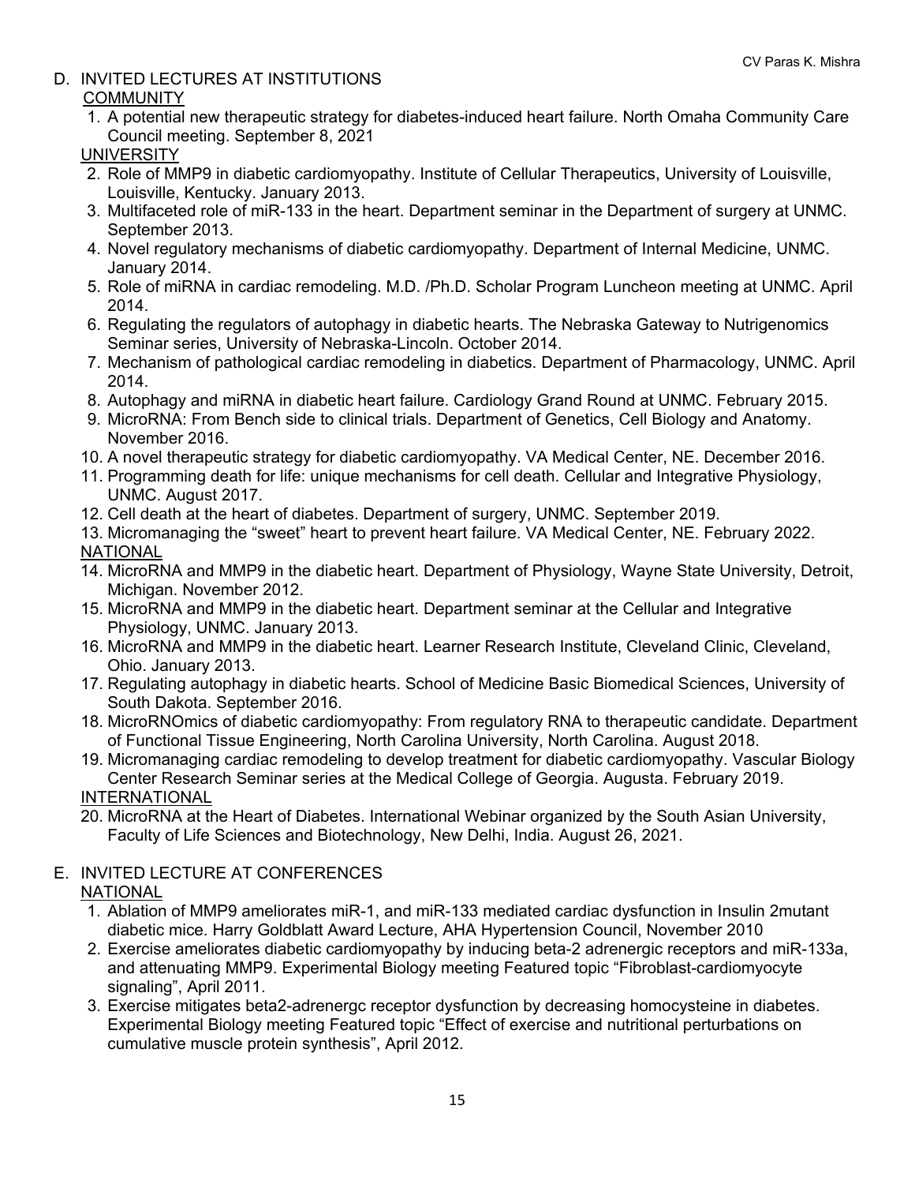## D. INVITED LECTURES AT INSTITUTIONS

COMMUNITY

1. A potential new therapeutic strategy for diabetes-induced heart failure. North Omaha Community Care Council meeting. September 8, 2021

UNIVERSITY

2. Role of MMP9 in diabetic cardiomyopathy. Institute of Cellular Therapeutics, University of Louisville, Louisville, Kentucky. January 2013.
3. Multifaceted role of miR-133 in the heart. Department seminar in the Department of surgery at UNMC. September 2013.
4. Novel regulatory mechanisms of diabetic cardiomyopathy. Department of Internal Medicine, UNMC. January 2014.
5. Role of miRNA in cardiac remodeling. M.D. /Ph.D. Scholar Program Luncheon meeting at UNMC. April 2014.
6. Regulating the regulators of autophagy in diabetic hearts. The Nebraska Gateway to Nutrigenomics Seminar series, University of Nebraska-Lincoln. October 2014.
7. Mechanism of pathological cardiac remodeling in diabetics. Department of Pharmacology, UNMC. April 2014.
8. Autophagy and miRNA in diabetic heart failure. Cardiology Grand Round at UNMC. February 2015.
9. MicroRNA: From Bench side to clinical trials. Department of Genetics, Cell Biology and Anatomy. November 2016.
10. A novel therapeutic strategy for diabetic cardiomyopathy. VA Medical Center, NE. December 2016.
11. Programming death for life: unique mechanisms for cell death. Cellular and Integrative Physiology, UNMC. August 2017.
12. Cell death at the heart of diabetes. Department of surgery, UNMC. September 2019.
13. Micromanaging the "sweet" heart to prevent heart failure. VA Medical Center, NE. February 2022.

NATIONAL

14. MicroRNA and MMP9 in the diabetic heart. Department of Physiology, Wayne State University, Detroit, Michigan. November 2012.
15. MicroRNA and MMP9 in the diabetic heart. Department seminar at the Cellular and Integrative Physiology, UNMC. January 2013.
16. MicroRNA and MMP9 in the diabetic heart. Learner Research Institute, Cleveland Clinic, Cleveland, Ohio. January 2013.
17. Regulating autophagy in diabetic hearts. School of Medicine Basic Biomedical Sciences, University of South Dakota. September 2016.
18. MicroRNOmics of diabetic cardiomyopathy: From regulatory RNA to therapeutic candidate. Department of Functional Tissue Engineering, North Carolina University, North Carolina. August 2018.
19. Micromanaging cardiac remodeling to develop treatment for diabetic cardiomyopathy. Vascular Biology Center Research Seminar series at the Medical College of Georgia. Augusta. February 2019.

INTERNATIONAL

20. MicroRNA at the Heart of Diabetes. International Webinar organized by the South Asian University, Faculty of Life Sciences and Biotechnology, New Delhi, India. August 26, 2021.

## E. INVITED LECTURE AT CONFERENCES

NATIONAL

1. Ablation of MMP9 ameliorates miR-1, and miR-133 mediated cardiac dysfunction in Insulin 2mutant diabetic mice. Harry Goldblatt Award Lecture, AHA Hypertension Council, November 2010
2. Exercise ameliorates diabetic cardiomyopathy by inducing beta-2 adrenergic receptors and miR-133a, and attenuating MMP9. Experimental Biology meeting Featured topic "Fibroblast-cardiomyocyte signaling", April 2011.
3. Exercise mitigates beta2-adrenergc receptor dysfunction by decreasing homocysteine in diabetes. Experimental Biology meeting Featured topic "Effect of exercise and nutritional perturbations on cumulative muscle protein synthesis", April 2012.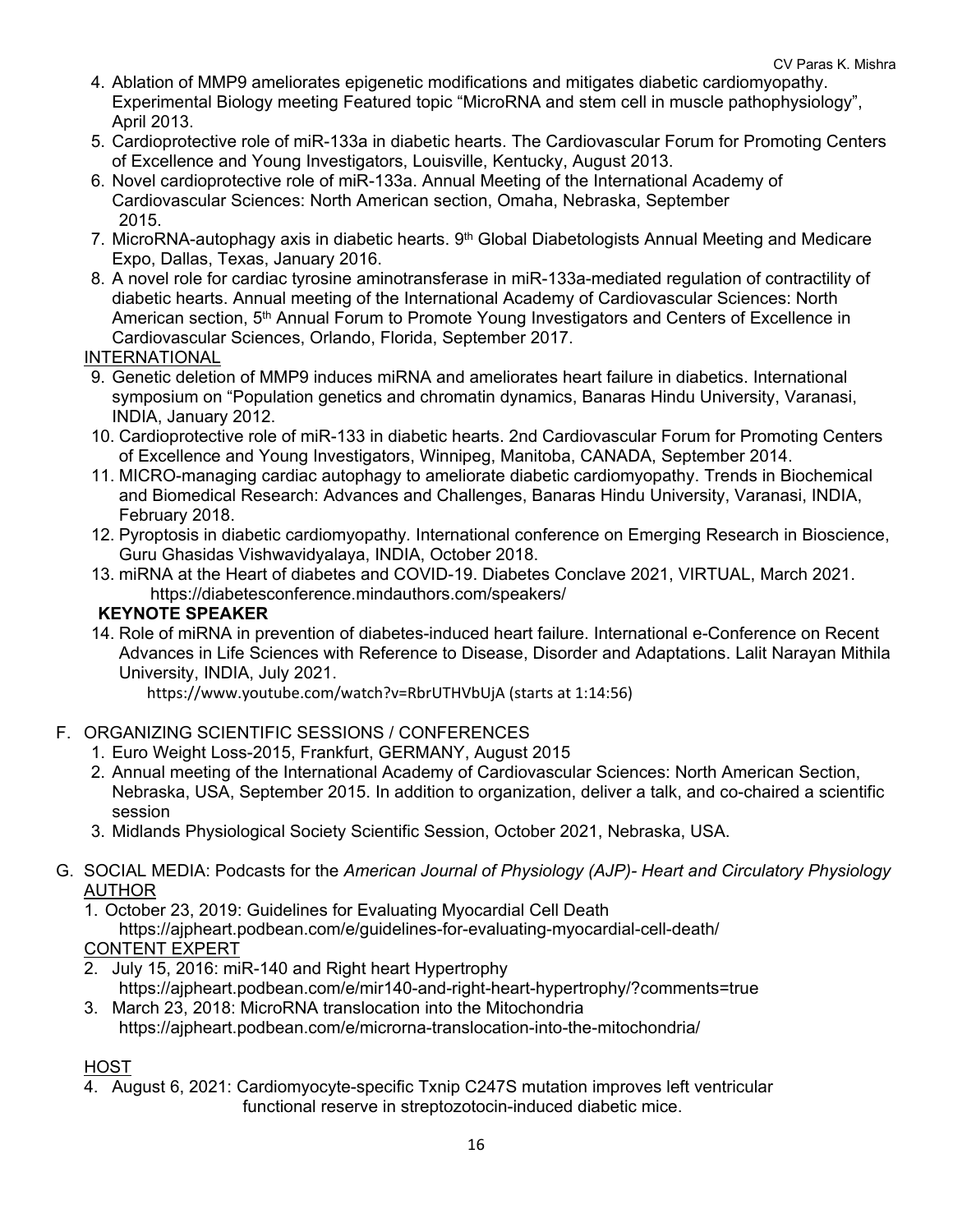4. Ablation of MMP9 ameliorates epigenetic modifications and mitigates diabetic cardiomyopathy. Experimental Biology meeting Featured topic "MicroRNA and stem cell in muscle pathophysiology", April 2013.
5. Cardioprotective role of miR-133a in diabetic hearts. The Cardiovascular Forum for Promoting Centers of Excellence and Young Investigators, Louisville, Kentucky, August 2013.
6. Novel cardioprotective role of miR-133a. Annual Meeting of the International Academy of Cardiovascular Sciences: North American section, Omaha, Nebraska, September 2015.
7. MicroRNA-autophagy axis in diabetic hearts. 9th Global Diabetologists Annual Meeting and Medicare Expo, Dallas, Texas, January 2016.
8. A novel role for cardiac tyrosine aminotransferase in miR-133a-mediated regulation of contractility of diabetic hearts. Annual meeting of the International Academy of Cardiovascular Sciences: North American section, 5th Annual Forum to Promote Young Investigators and Centers of Excellence in Cardiovascular Sciences, Orlando, Florida, September 2017.

<u>INTERNATIONAL</u>

9. Genetic deletion of MMP9 induces miRNA and ameliorates heart failure in diabetics. International symposium on "Population genetics and chromatin dynamics, Banaras Hindu University, Varanasi, INDIA, January 2012.
10. Cardioprotective role of miR-133 in diabetic hearts. 2nd Cardiovascular Forum for Promoting Centers of Excellence and Young Investigators, Winnipeg, Manitoba, CANADA, September 2014.
11. MICRO-managing cardiac autophagy to ameliorate diabetic cardiomyopathy. Trends in Biochemical and Biomedical Research: Advances and Challenges, Banaras Hindu University, Varanasi, INDIA, February 2018.
12. Pyroptosis in diabetic cardiomyopathy. International conference on Emerging Research in Bioscience, Guru Ghasidas Vishwavidyalaya, INDIA, October 2018.
13. miRNA at the Heart of diabetes and COVID-19. Diabetes Conclave 2021, VIRTUAL, March 2021. https://diabetesconference.mindauthors.com/speakers/

**KEYNOTE SPEAKER**

14. Role of miRNA in prevention of diabetes-induced heart failure. International e-Conference on Recent Advances in Life Sciences with Reference to Disease, Disorder and Adaptations. Lalit Narayan Mithila University, INDIA, July 2021.
    https://www.youtube.com/watch?v=RbrUTHVbUjA (starts at 1:14:56)

F. ORGANIZING SCIENTIFIC SESSIONS / CONFERENCES

1. Euro Weight Loss-2015, Frankfurt, GERMANY, August 2015
2. Annual meeting of the International Academy of Cardiovascular Sciences: North American Section, Nebraska, USA, September 2015. In addition to organization, deliver a talk, and co-chaired a scientific session
3. Midlands Physiological Society Scientific Session, October 2021, Nebraska, USA.

G. SOCIAL MEDIA: Podcasts for the *American Journal of Physiology (AJP)- Heart and Circulatory Physiology*

<u>AUTHOR</u>

1. October 23, 2019: Guidelines for Evaluating Myocardial Cell Death
   https://ajpheart.podbean.com/e/guidelines-for-evaluating-myocardial-cell-death/

<u>CONTENT EXPERT</u>

2. July 15, 2016: miR-140 and Right heart Hypertrophy
   https://ajpheart.podbean.com/e/mir140-and-right-heart-hypertrophy/?comments=true
3. March 23, 2018: MicroRNA translocation into the Mitochondria
   https://ajpheart.podbean.com/e/microrna-translocation-into-the-mitochondria/

<u>HOST</u>

4. August 6, 2021: Cardiomyocyte-specific Txnip C247S mutation improves left ventricular functional reserve in streptozotocin-induced diabetic mice.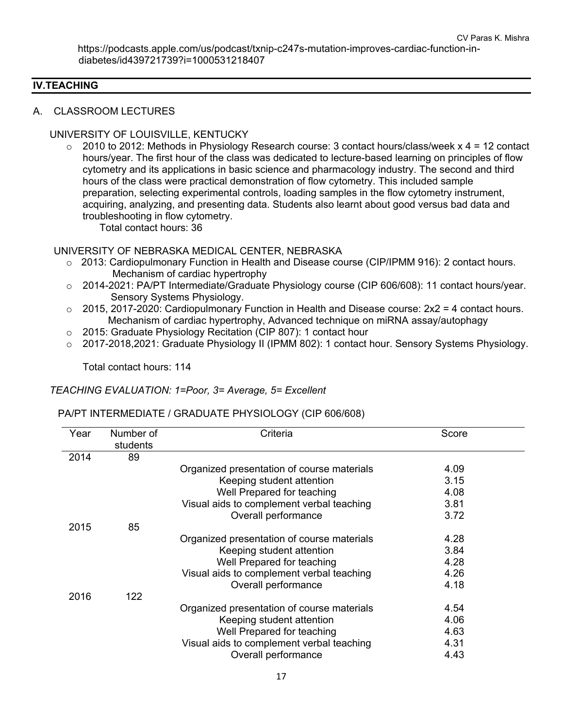https://podcasts.apple.com/us/podcast/txnip-c247s-mutation-improves-cardiac-function-in-diabetes/id439721739?i=1000531218407

## IV.TEACHING

### A. CLASSROOM LECTURES

UNIVERSITY OF LOUISVILLE, KENTUCKY

- 2010 to 2012: Methods in Physiology Research course: 3 contact hours/class/week x 4 = 12 contact hours/year. The first hour of the class was dedicated to lecture-based learning on principles of flow cytometry and its applications in basic science and pharmacology industry. The second and third hours of the class were practical demonstration of flow cytometry. This included sample preparation, selecting experimental controls, loading samples in the flow cytometry instrument, acquiring, analyzing, and presenting data. Students also learnt about good versus bad data and troubleshooting in flow cytometry.
  Total contact hours: 36

UNIVERSITY OF NEBRASKA MEDICAL CENTER, NEBRASKA

- 2013: Cardiopulmonary Function in Health and Disease course (CIP/IPMM 916): 2 contact hours. Mechanism of cardiac hypertrophy
- 2014-2021: PA/PT Intermediate/Graduate Physiology course (CIP 606/608): 11 contact hours/year. Sensory Systems Physiology.
- 2015, 2017-2020: Cardiopulmonary Function in Health and Disease course: 2x2 = 4 contact hours. Mechanism of cardiac hypertrophy, Advanced technique on miRNA assay/autophagy
- 2015: Graduate Physiology Recitation (CIP 807): 1 contact hour
- 2017-2018,2021: Graduate Physiology II (IPMM 802): 1 contact hour. Sensory Systems Physiology.

Total contact hours: 114

*TEACHING EVALUATION: 1=Poor, 3= Average, 5= Excellent*

PA/PT INTERMEDIATE / GRADUATE PHYSIOLOGY (CIP 606/608)

| Year | Number of students | Criteria | Score |
|---|---|---|---|
| 2014 | 89 | | |
| | | Organized presentation of course materials | 4.09 |
| | | Keeping student attention | 3.15 |
| | | Well Prepared for teaching | 4.08 |
| | | Visual aids to complement verbal teaching | 3.81 |
| | | Overall performance | 3.72 |
| 2015 | 85 | | |
| | | Organized presentation of course materials | 4.28 |
| | | Keeping student attention | 3.84 |
| | | Well Prepared for teaching | 4.28 |
| | | Visual aids to complement verbal teaching | 4.26 |
| | | Overall performance | 4.18 |
| 2016 | 122 | | |
| | | Organized presentation of course materials | 4.54 |
| | | Keeping student attention | 4.06 |
| | | Well Prepared for teaching | 4.63 |
| | | Visual aids to complement verbal teaching | 4.31 |
| | | Overall performance | 4.43 |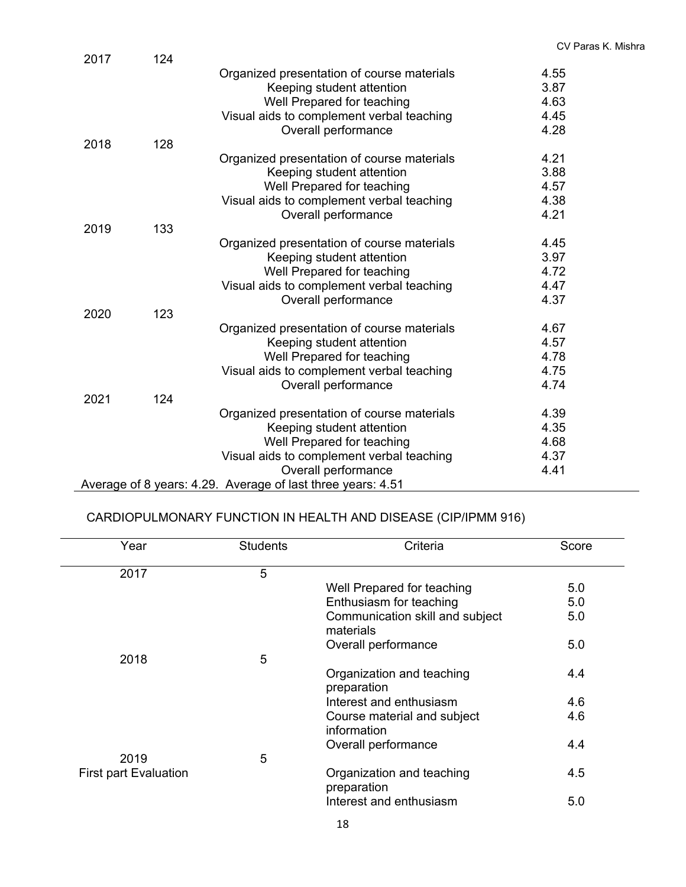| Year | Students | Criteria | Score |
|---|---|---|---|
| 2017 | 124 | | |
| | | Organized presentation of course materials | 4.55 |
| | | Keeping student attention | 3.87 |
| | | Well Prepared for teaching | 4.63 |
| | | Visual aids to complement verbal teaching | 4.45 |
| | | Overall performance | 4.28 |
| 2018 | 128 | | |
| | | Organized presentation of course materials | 4.21 |
| | | Keeping student attention | 3.88 |
| | | Well Prepared for teaching | 4.57 |
| | | Visual aids to complement verbal teaching | 4.38 |
| | | Overall performance | 4.21 |
| 2019 | 133 | | |
| | | Organized presentation of course materials | 4.45 |
| | | Keeping student attention | 3.97 |
| | | Well Prepared for teaching | 4.72 |
| | | Visual aids to complement verbal teaching | 4.47 |
| | | Overall performance | 4.37 |
| 2020 | 123 | | |
| | | Organized presentation of course materials | 4.67 |
| | | Keeping student attention | 4.57 |
| | | Well Prepared for teaching | 4.78 |
| | | Visual aids to complement verbal teaching | 4.75 |
| | | Overall performance | 4.74 |
| 2021 | 124 | | |
| | | Organized presentation of course materials | 4.39 |
| | | Keeping student attention | 4.35 |
| | | Well Prepared for teaching | 4.68 |
| | | Visual aids to complement verbal teaching | 4.37 |
| | | Overall performance | 4.41 |

Average of 8 years: 4.29. Average of last three years: 4.51

CARDIOPULMONARY FUNCTION IN HEALTH AND DISEASE (CIP/IPMM 916)

| Year | Students | Criteria | Score |
|---|---|---|---|
| 2017 | 5 | | |
| | | Well Prepared for teaching | 5.0 |
| | | Enthusiasm for teaching | 5.0 |
| | | Communication skill and subject materials | 5.0 |
| | | Overall performance | 5.0 |
| 2018 | 5 | | |
| | | Organization and teaching preparation | 4.4 |
| | | Interest and enthusiasm | 4.6 |
| | | Course material and subject information | 4.6 |
| | | Overall performance | 4.4 |
| 2019<br>First part Evaluation | 5 | | |
| | | Organization and teaching preparation | 4.5 |
| | | Interest and enthusiasm | 5.0 |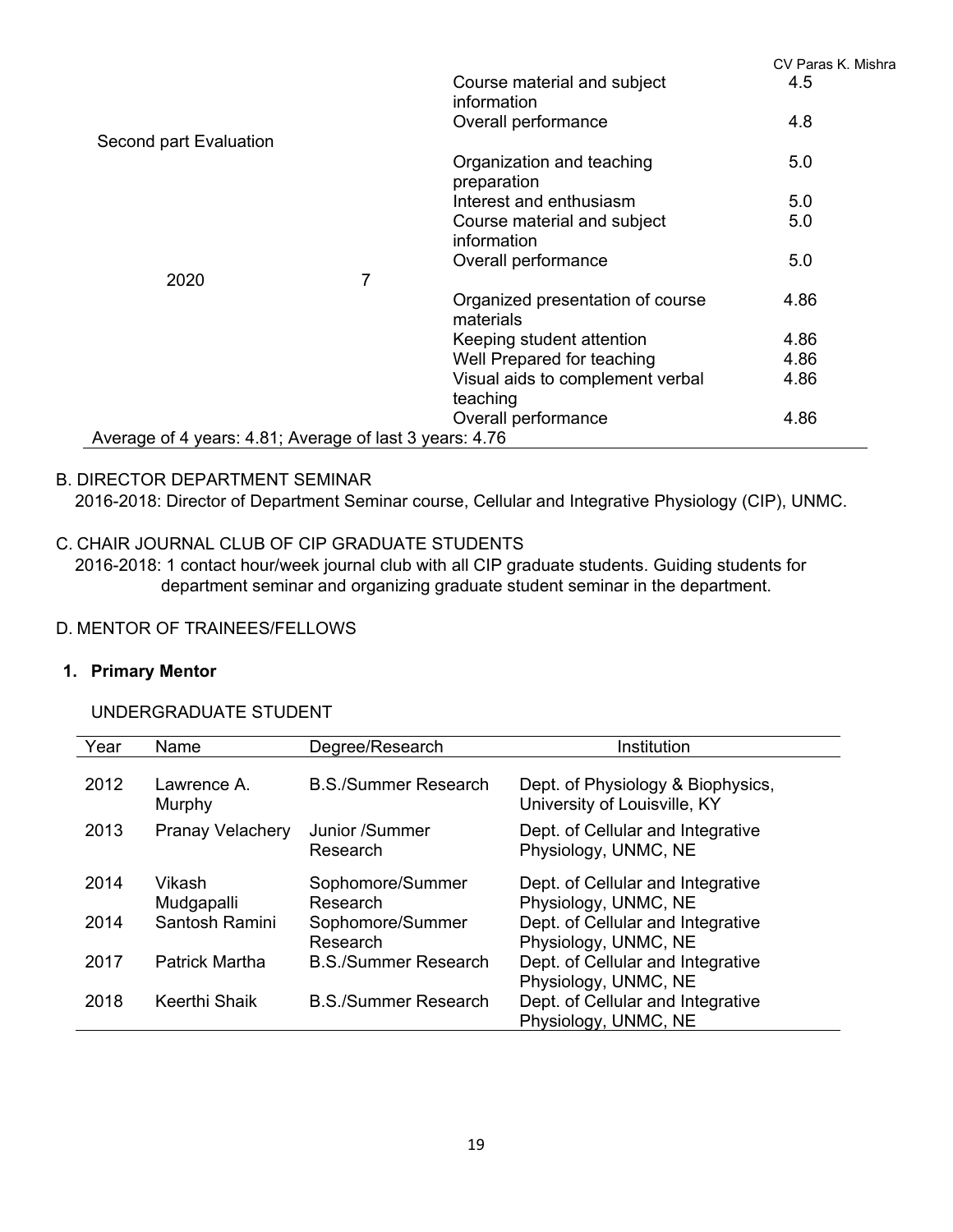| | | | |
|---|---|---|---|
| | | Course material and subject information | 4.5 |
| | | Overall performance | 4.8 |
| Second part Evaluation | | | |
| | | Organization and teaching preparation | 5.0 |
| | | Interest and enthusiasm | 5.0 |
| | | Course material and subject information | 5.0 |
| | | Overall performance | 5.0 |
| 2020 | 7 | | |
| | | Organized presentation of course materials | 4.86 |
| | | Keeping student attention | 4.86 |
| | | Well Prepared for teaching | 4.86 |
| | | Visual aids to complement verbal teaching | 4.86 |
| | | Overall performance | 4.86 |

Average of 4 years: 4.81; Average of last 3 years: 4.76

B. DIRECTOR DEPARTMENT SEMINAR

2016-2018: Director of Department Seminar course, Cellular and Integrative Physiology (CIP), UNMC.

C. CHAIR JOURNAL CLUB OF CIP GRADUATE STUDENTS

2016-2018: 1 contact hour/week journal club with all CIP graduate students. Guiding students for department seminar and organizing graduate student seminar in the department.

D. MENTOR OF TRAINEES/FELLOWS

**1. Primary Mentor**

UNDERGRADUATE STUDENT

| Year | Name | Degree/Research | Institution |
|---|---|---|---|
| 2012 | Lawrence A. Murphy | B.S./Summer Research | Dept. of Physiology & Biophysics, University of Louisville, KY |
| 2013 | Pranay Velachery | Junior /Summer Research | Dept. of Cellular and Integrative Physiology, UNMC, NE |
| 2014 | Vikash Mudgapalli | Sophomore/Summer Research | Dept. of Cellular and Integrative Physiology, UNMC, NE |
| 2014 | Santosh Ramini | Sophomore/Summer Research | Dept. of Cellular and Integrative Physiology, UNMC, NE |
| 2017 | Patrick Martha | B.S./Summer Research | Dept. of Cellular and Integrative Physiology, UNMC, NE |
| 2018 | Keerthi Shaik | B.S./Summer Research | Dept. of Cellular and Integrative Physiology, UNMC, NE |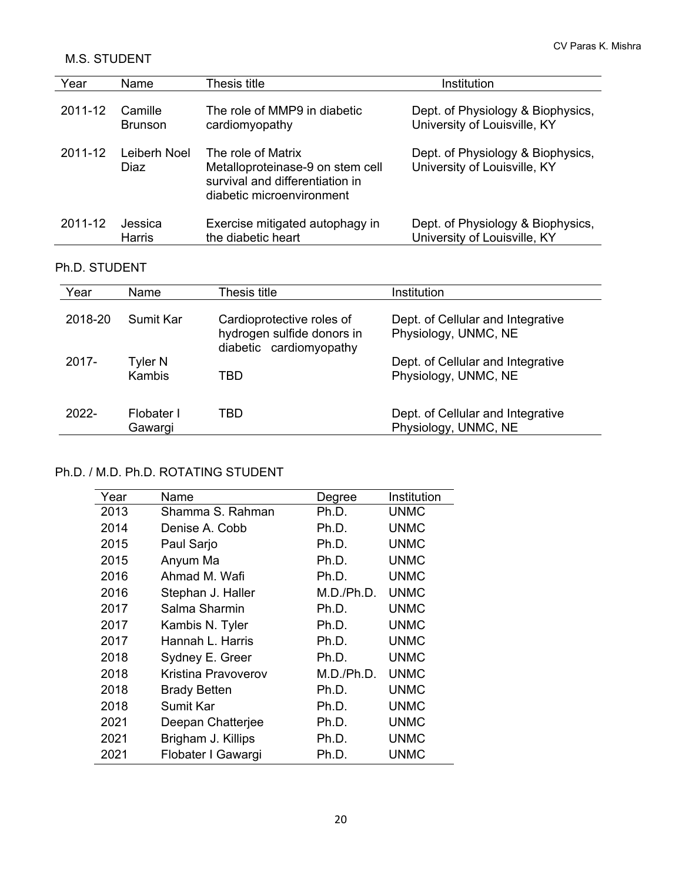M.S. STUDENT

| Year | Name | Thesis title | Institution |
|---|---|---|---|
| 2011-12 | Camille Brunson | The role of MMP9 in diabetic cardiomyopathy | Dept. of Physiology & Biophysics, University of Louisville, KY |
| 2011-12 | Leiberh Noel Diaz | The role of Matrix Metalloproteinase-9 on stem cell survival and differentiation in diabetic microenvironment | Dept. of Physiology & Biophysics, University of Louisville, KY |
| 2011-12 | Jessica Harris | Exercise mitigated autophagy in the diabetic heart | Dept. of Physiology & Biophysics, University of Louisville, KY |

Ph.D. STUDENT

| Year | Name | Thesis title | Institution |
|---|---|---|---|
| 2018-20 | Sumit Kar | Cardioprotective roles of hydrogen sulfide donors in diabetic cardiomyopathy | Dept. of Cellular and Integrative Physiology, UNMC, NE |
| 2017- | Tyler N Kambis | TBD | Dept. of Cellular and Integrative Physiology, UNMC, NE |
| 2022- | Flobater I Gawargi | TBD | Dept. of Cellular and Integrative Physiology, UNMC, NE |

Ph.D. / M.D. Ph.D. ROTATING STUDENT

| Year | Name | Degree | Institution |
|---|---|---|---|
| 2013 | Shamma S. Rahman | Ph.D. | UNMC |
| 2014 | Denise A. Cobb | Ph.D. | UNMC |
| 2015 | Paul Sarjo | Ph.D. | UNMC |
| 2015 | Anyum Ma | Ph.D. | UNMC |
| 2016 | Ahmad M. Wafi | Ph.D. | UNMC |
| 2016 | Stephan J. Haller | M.D./Ph.D. | UNMC |
| 2017 | Salma Sharmin | Ph.D. | UNMC |
| 2017 | Kambis N. Tyler | Ph.D. | UNMC |
| 2017 | Hannah L. Harris | Ph.D. | UNMC |
| 2018 | Sydney E. Greer | Ph.D. | UNMC |
| 2018 | Kristina Pravoverov | M.D./Ph.D. | UNMC |
| 2018 | Brady Betten | Ph.D. | UNMC |
| 2018 | Sumit Kar | Ph.D. | UNMC |
| 2021 | Deepan Chatterjee | Ph.D. | UNMC |
| 2021 | Brigham J. Killips | Ph.D. | UNMC |
| 2021 | Flobater I Gawargi | Ph.D. | UNMC |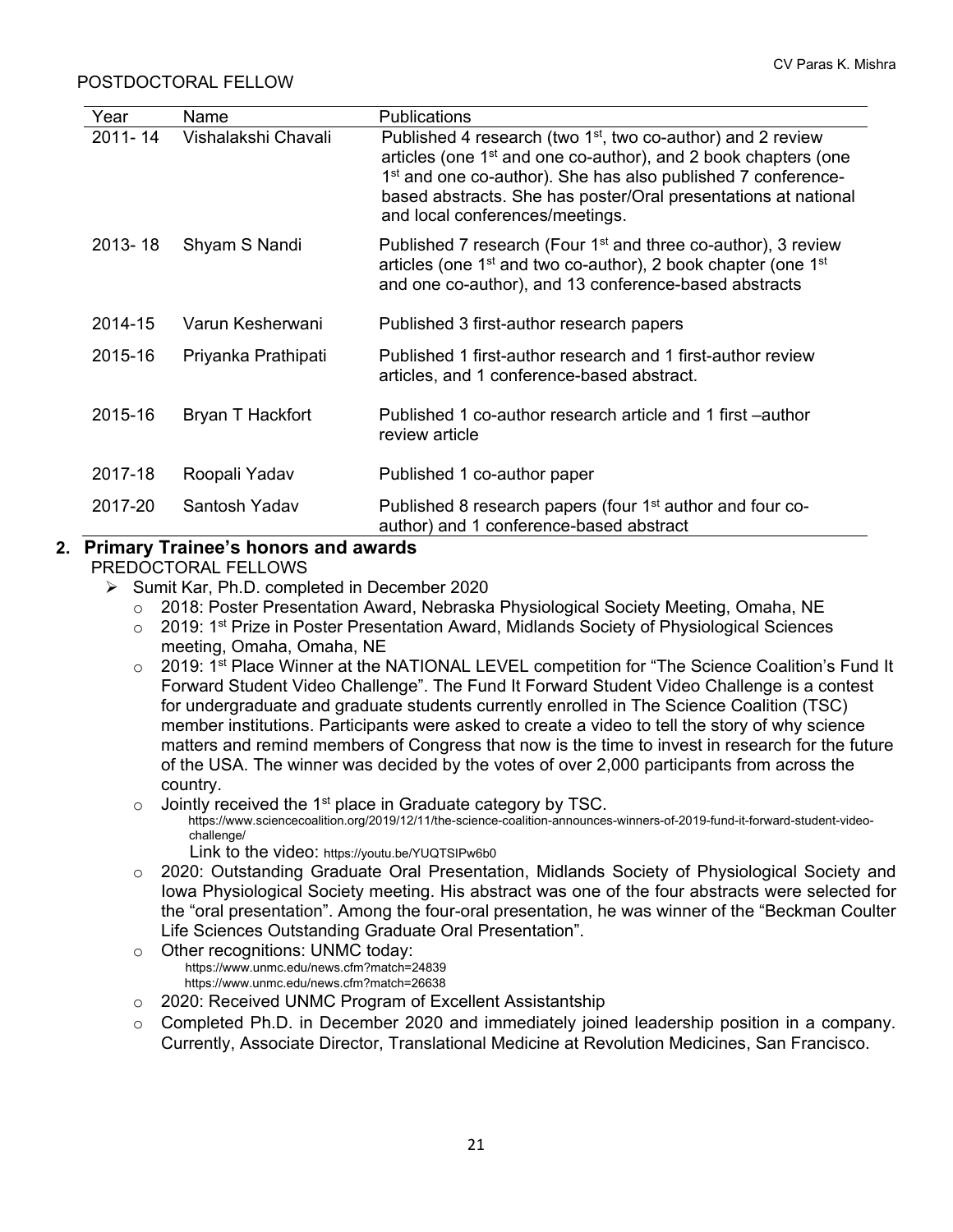POSTDOCTORAL FELLOW

| Year | Name | Publications |
|---|---|---|
| 2011- 14 | Vishalakshi Chavali | Published 4 research (two 1st, two co-author) and 2 review articles (one 1st and one co-author), and 2 book chapters (one 1st and one co-author). She has also published 7 conference-based abstracts. She has poster/Oral presentations at national and local conferences/meetings. |
| 2013- 18 | Shyam S Nandi | Published 7 research (Four 1st and three co-author), 3 review articles (one 1st and two co-author), 2 book chapter (one 1st and one co-author), and 13 conference-based abstracts |
| 2014-15 | Varun Kesherwani | Published 3 first-author research papers |
| 2015-16 | Priyanka Prathipati | Published 1 first-author research and 1 first-author review articles, and 1 conference-based abstract. |
| 2015-16 | Bryan T Hackfort | Published 1 co-author research article and 1 first –author review article |
| 2017-18 | Roopali Yadav | Published 1 co-author paper |
| 2017-20 | Santosh Yadav | Published 8 research papers (four 1st author and four co-author) and 1 conference-based abstract |

## 2. Primary Trainee's honors and awards

PREDOCTORAL FELLOWS

- Sumit Kar, Ph.D. completed in December 2020
  - 2018: Poster Presentation Award, Nebraska Physiological Society Meeting, Omaha, NE
  - 2019: 1st Prize in Poster Presentation Award, Midlands Society of Physiological Sciences meeting, Omaha, Omaha, NE
  - 2019: 1st Place Winner at the NATIONAL LEVEL competition for "The Science Coalition's Fund It Forward Student Video Challenge". The Fund It Forward Student Video Challenge is a contest for undergraduate and graduate students currently enrolled in The Science Coalition (TSC) member institutions. Participants were asked to create a video to tell the story of why science matters and remind members of Congress that now is the time to invest in research for the future of the USA. The winner was decided by the votes of over 2,000 participants from across the country.
  - Jointly received the 1st place in Graduate category by TSC.
    https://www.sciencecoalition.org/2019/12/11/the-science-coalition-announces-winners-of-2019-fund-it-forward-student-video-challenge/
    Link to the video: https://youtu.be/YUQTSIPw6b0
  - 2020: Outstanding Graduate Oral Presentation, Midlands Society of Physiological Society and Iowa Physiological Society meeting. His abstract was one of the four abstracts were selected for the "oral presentation". Among the four-oral presentation, he was winner of the "Beckman Coulter Life Sciences Outstanding Graduate Oral Presentation".
  - Other recognitions: UNMC today:
    https://www.unmc.edu/news.cfm?match=24839
    https://www.unmc.edu/news.cfm?match=26638
  - 2020: Received UNMC Program of Excellent Assistantship
  - Completed Ph.D. in December 2020 and immediately joined leadership position in a company. Currently, Associate Director, Translational Medicine at Revolution Medicines, San Francisco.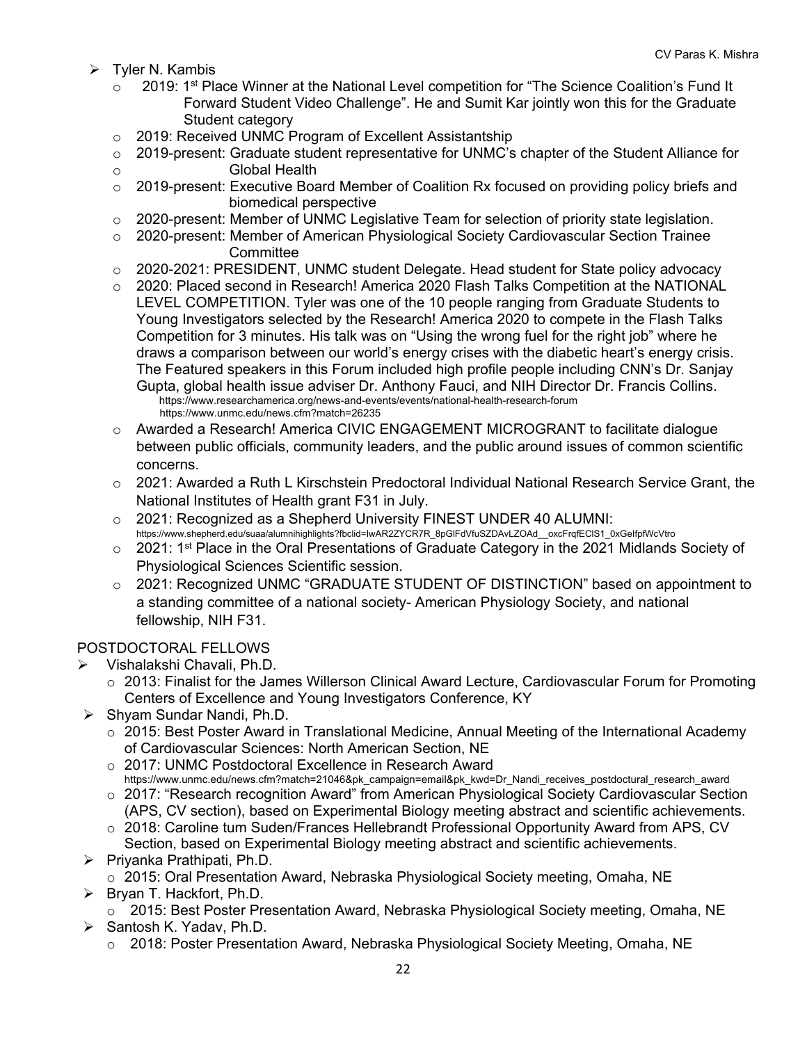- Tyler N. Kambis
  - 2019: 1st Place Winner at the National Level competition for "The Science Coalition's Fund It Forward Student Video Challenge". He and Sumit Kar jointly won this for the Graduate Student category
  - 2019: Received UNMC Program of Excellent Assistantship
  - 2019-present: Graduate student representative for UNMC's chapter of the Student Alliance for Global Health
  - 2019-present: Executive Board Member of Coalition Rx focused on providing policy briefs and biomedical perspective
  - 2020-present: Member of UNMC Legislative Team for selection of priority state legislation.
  - 2020-present: Member of American Physiological Society Cardiovascular Section Trainee Committee
  - 2020-2021: PRESIDENT, UNMC student Delegate. Head student for State policy advocacy
  - 2020: Placed second in Research! America 2020 Flash Talks Competition at the NATIONAL LEVEL COMPETITION. Tyler was one of the 10 people ranging from Graduate Students to Young Investigators selected by the Research! America 2020 to compete in the Flash Talks Competition for 3 minutes. His talk was on "Using the wrong fuel for the right job" where he draws a comparison between our world's energy crises with the diabetic heart's energy crisis. The Featured speakers in this Forum included high profile people including CNN's Dr. Sanjay Gupta, global health issue adviser Dr. Anthony Fauci, and NIH Director Dr. Francis Collins.
    https://www.researchamerica.org/news-and-events/events/national-health-research-forum
    https://www.unmc.edu/news.cfm?match=26235
  - Awarded a Research! America CIVIC ENGAGEMENT MICROGRANT to facilitate dialogue between public officials, community leaders, and the public around issues of common scientific concerns.
  - 2021: Awarded a Ruth L Kirschstein Predoctoral Individual National Research Service Grant, the National Institutes of Health grant F31 in July.
  - 2021: Recognized as a Shepherd University FINEST UNDER 40 ALUMNI:
    https://www.shepherd.edu/suaa/alumnihighlights?fbclid=IwAR2ZYCR7R_8pGlFdVfuSZDAvLZOAd__oxcFrqfEClS1_0xGeIfpfWcVtro
  - 2021: 1st Place in the Oral Presentations of Graduate Category in the 2021 Midlands Society of Physiological Sciences Scientific session.
  - 2021: Recognized UNMC "GRADUATE STUDENT OF DISTINCTION" based on appointment to a standing committee of a national society- American Physiology Society, and national fellowship, NIH F31.

POSTDOCTORAL FELLOWS

- Vishalakshi Chavali, Ph.D.
  - 2013: Finalist for the James Willerson Clinical Award Lecture, Cardiovascular Forum for Promoting Centers of Excellence and Young Investigators Conference, KY
- Shyam Sundar Nandi, Ph.D.
  - 2015: Best Poster Award in Translational Medicine, Annual Meeting of the International Academy of Cardiovascular Sciences: North American Section, NE
  - 2017: UNMC Postdoctoral Excellence in Research Award
    https://www.unmc.edu/news.cfm?match=21046&pk_campaign=email&pk_kwd=Dr_Nandi_receives_postdoctural_research_award
  - 2017: "Research recognition Award" from American Physiological Society Cardiovascular Section (APS, CV section), based on Experimental Biology meeting abstract and scientific achievements.
  - 2018: Caroline tum Suden/Frances Hellebrandt Professional Opportunity Award from APS, CV Section, based on Experimental Biology meeting abstract and scientific achievements.
- Priyanka Prathipati, Ph.D.
  - 2015: Oral Presentation Award, Nebraska Physiological Society meeting, Omaha, NE
- Bryan T. Hackfort, Ph.D.
  - 2015: Best Poster Presentation Award, Nebraska Physiological Society meeting, Omaha, NE
- Santosh K. Yadav, Ph.D.
  - 2018: Poster Presentation Award, Nebraska Physiological Society Meeting, Omaha, NE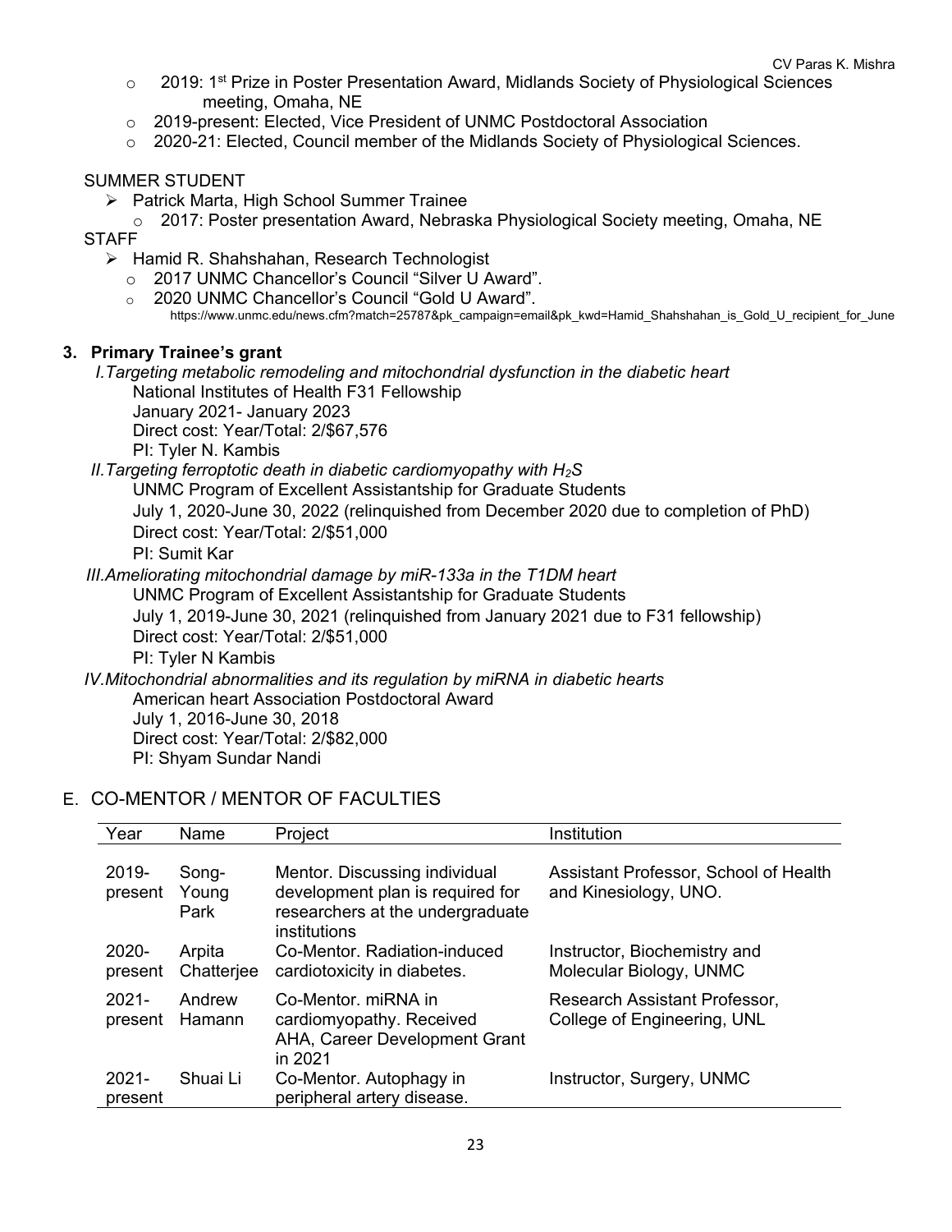- 2019: 1st Prize in Poster Presentation Award, Midlands Society of Physiological Sciences meeting, Omaha, NE
- 2019-present: Elected, Vice President of UNMC Postdoctoral Association
- 2020-21: Elected, Council member of the Midlands Society of Physiological Sciences.

SUMMER STUDENT

- Patrick Marta, High School Summer Trainee
  - 2017: Poster presentation Award, Nebraska Physiological Society meeting, Omaha, NE

STAFF

- Hamid R. Shahshahan, Research Technologist
  - 2017 UNMC Chancellor's Council "Silver U Award".
  - 2020 UNMC Chancellor's Council "Gold U Award". https://www.unmc.edu/news.cfm?match=25787&pk_campaign=email&pk_kwd=Hamid_Shahshahan_is_Gold_U_recipient_for_June

**3. Primary Trainee's grant**

*I.Targeting metabolic remodeling and mitochondrial dysfunction in the diabetic heart*
National Institutes of Health F31 Fellowship
January 2021- January 2023
Direct cost: Year/Total: 2/$67,576
PI: Tyler N. Kambis

*II.Targeting ferroptotic death in diabetic cardiomyopathy with $H_2S$*
UNMC Program of Excellent Assistantship for Graduate Students
July 1, 2020-June 30, 2022 (relinquished from December 2020 due to completion of PhD)
Direct cost: Year/Total: 2/$51,000
PI: Sumit Kar

*III.Ameliorating mitochondrial damage by miR-133a in the T1DM heart*
UNMC Program of Excellent Assistantship for Graduate Students
July 1, 2019-June 30, 2021 (relinquished from January 2021 due to F31 fellowship)
Direct cost: Year/Total: 2/$51,000
PI: Tyler N Kambis

*IV.Mitochondrial abnormalities and its regulation by miRNA in diabetic hearts*
American heart Association Postdoctoral Award
July 1, 2016-June 30, 2018
Direct cost: Year/Total: 2/$82,000
PI: Shyam Sundar Nandi

## E. CO-MENTOR / MENTOR OF FACULTIES

| Year | Name | Project | Institution |
|---|---|---|---|
| 2019-present | Song-Young Park | Mentor. Discussing individual development plan is required for researchers at the undergraduate institutions | Assistant Professor, School of Health and Kinesiology, UNO. |
| 2020-present | Arpita Chatterjee | Co-Mentor. Radiation-induced cardiotoxicity in diabetes. | Instructor, Biochemistry and Molecular Biology, UNMC |
| 2021-present | Andrew Hamann | Co-Mentor. miRNA in cardiomyopathy. Received AHA, Career Development Grant in 2021 | Research Assistant Professor, College of Engineering, UNL |
| 2021-present | Shuai Li | Co-Mentor. Autophagy in peripheral artery disease. | Instructor, Surgery, UNMC |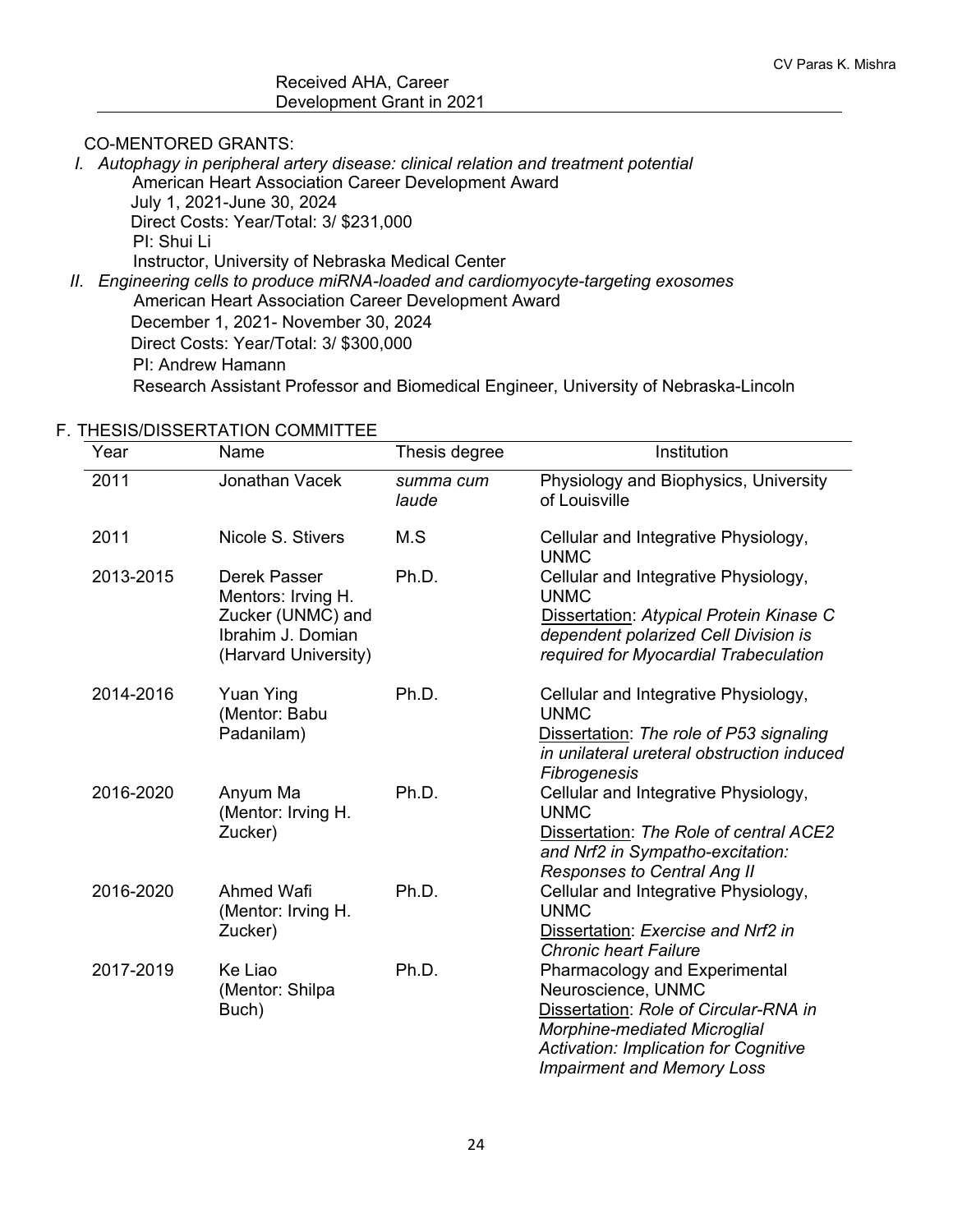Received AHA, Career Development Grant in 2021

CO-MENTORED GRANTS:

I. *Autophagy in peripheral artery disease: clinical relation and treatment potential*
   American Heart Association Career Development Award
   July 1, 2021-June 30, 2024
   Direct Costs: Year/Total: 3/ $231,000
   PI: Shui Li
   Instructor, University of Nebraska Medical Center

II. *Engineering cells to produce miRNA-loaded and cardiomyocyte-targeting exosomes*
   American Heart Association Career Development Award
   December 1, 2021- November 30, 2024
   Direct Costs: Year/Total: 3/ $300,000
   PI: Andrew Hamann
   Research Assistant Professor and Biomedical Engineer, University of Nebraska-Lincoln

## F. THESIS/DISSERTATION COMMITTEE

| Year | Name | Thesis degree | Institution |
|---|---|---|---|
| 2011 | Jonathan Vacek | *summa cum laude* | Physiology and Biophysics, University of Louisville |
| 2011 | Nicole S. Stivers | M.S | Cellular and Integrative Physiology, UNMC |
| 2013-2015 | Derek Passer Mentors: Irving H. Zucker (UNMC) and Ibrahim J. Domian (Harvard University) | Ph.D. | Cellular and Integrative Physiology, UNMC Dissertation: *Atypical Protein Kinase C dependent polarized Cell Division is required for Myocardial Trabeculation* |
| 2014-2016 | Yuan Ying (Mentor: Babu Padanilam) | Ph.D. | Cellular and Integrative Physiology, UNMC Dissertation: *The role of P53 signaling in unilateral ureteral obstruction induced Fibrogenesis* |
| 2016-2020 | Anyum Ma (Mentor: Irving H. Zucker) | Ph.D. | Cellular and Integrative Physiology, UNMC Dissertation: *The Role of central ACE2 and Nrf2 in Sympatho-excitation: Responses to Central Ang II* |
| 2016-2020 | Ahmed Wafi (Mentor: Irving H. Zucker) | Ph.D. | Cellular and Integrative Physiology, UNMC Dissertation: *Exercise and Nrf2 in Chronic heart Failure* |
| 2017-2019 | Ke Liao (Mentor: Shilpa Buch) | Ph.D. | Pharmacology and Experimental Neuroscience, UNMC Dissertation: *Role of Circular-RNA in Morphine-mediated Microglial Activation: Implication for Cognitive Impairment and Memory Loss* |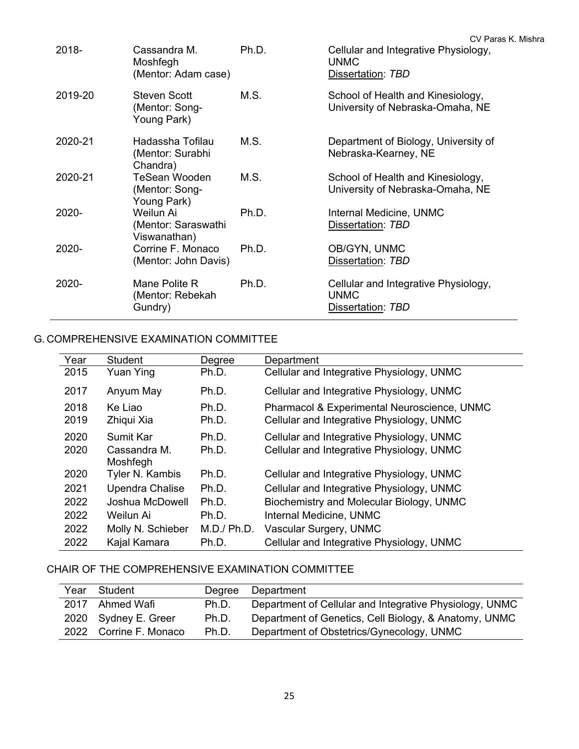| | | | |
|---|---|---|---|
| 2018- | Cassandra M. Moshfegh (Mentor: Adam case) | Ph.D. | Cellular and Integrative Physiology, UNMC<br>Dissertation: *TBD* |
| 2019-20 | Steven Scott (Mentor: Song-Young Park) | M.S. | School of Health and Kinesiology, University of Nebraska-Omaha, NE |
| 2020-21 | Hadassha Tofilau (Mentor: Surabhi Chandra) | M.S. | Department of Biology, University of Nebraska-Kearney, NE |
| 2020-21 | TeSean Wooden (Mentor: Song-Young Park) | M.S. | School of Health and Kinesiology, University of Nebraska-Omaha, NE |
| 2020- | Weilun Ai (Mentor: Saraswathi Viswanathan) | Ph.D. | Internal Medicine, UNMC<br>Dissertation: *TBD* |
| 2020- | Corrine F. Monaco (Mentor: John Davis) | Ph.D. | OB/GYN, UNMC<br>Dissertation: *TBD* |
| 2020- | Mane Polite R (Mentor: Rebekah Gundry) | Ph.D. | Cellular and Integrative Physiology, UNMC<br>Dissertation: *TBD* |

## G. COMPREHENSIVE EXAMINATION COMMITTEE

| Year | Student | Degree | Department |
|---|---|---|---|
| 2015 | Yuan Ying | Ph.D. | Cellular and Integrative Physiology, UNMC |
| 2017 | Anyum May | Ph.D. | Cellular and Integrative Physiology, UNMC |
| 2018 | Ke Liao | Ph.D. | Pharmacol & Experimental Neuroscience, UNMC |
| 2019 | Zhiqui Xia | Ph.D. | Cellular and Integrative Physiology, UNMC |
| 2020 | Sumit Kar | Ph.D. | Cellular and Integrative Physiology, UNMC |
| 2020 | Cassandra M. Moshfegh | Ph.D. | Cellular and Integrative Physiology, UNMC |
| 2020 | Tyler N. Kambis | Ph.D. | Cellular and Integrative Physiology, UNMC |
| 2021 | Upendra Chalise | Ph.D. | Cellular and Integrative Physiology, UNMC |
| 2022 | Joshua McDowell | Ph.D. | Biochemistry and Molecular Biology, UNMC |
| 2022 | Weilun Ai | Ph.D. | Internal Medicine, UNMC |
| 2022 | Molly N. Schieber | M.D./ Ph.D. | Vascular Surgery, UNMC |
| 2022 | Kajal Kamara | Ph.D. | Cellular and Integrative Physiology, UNMC |

### CHAIR OF THE COMPREHENSIVE EXAMINATION COMMITTEE

| Year | Student | Degree | Department |
|---|---|---|---|
| 2017 | Ahmed Wafi | Ph.D. | Department of Cellular and Integrative Physiology, UNMC |
| 2020 | Sydney E. Greer | Ph.D. | Department of Genetics, Cell Biology, & Anatomy, UNMC |
| 2022 | Corrine F. Monaco | Ph.D. | Department of Obstetrics/Gynecology, UNMC |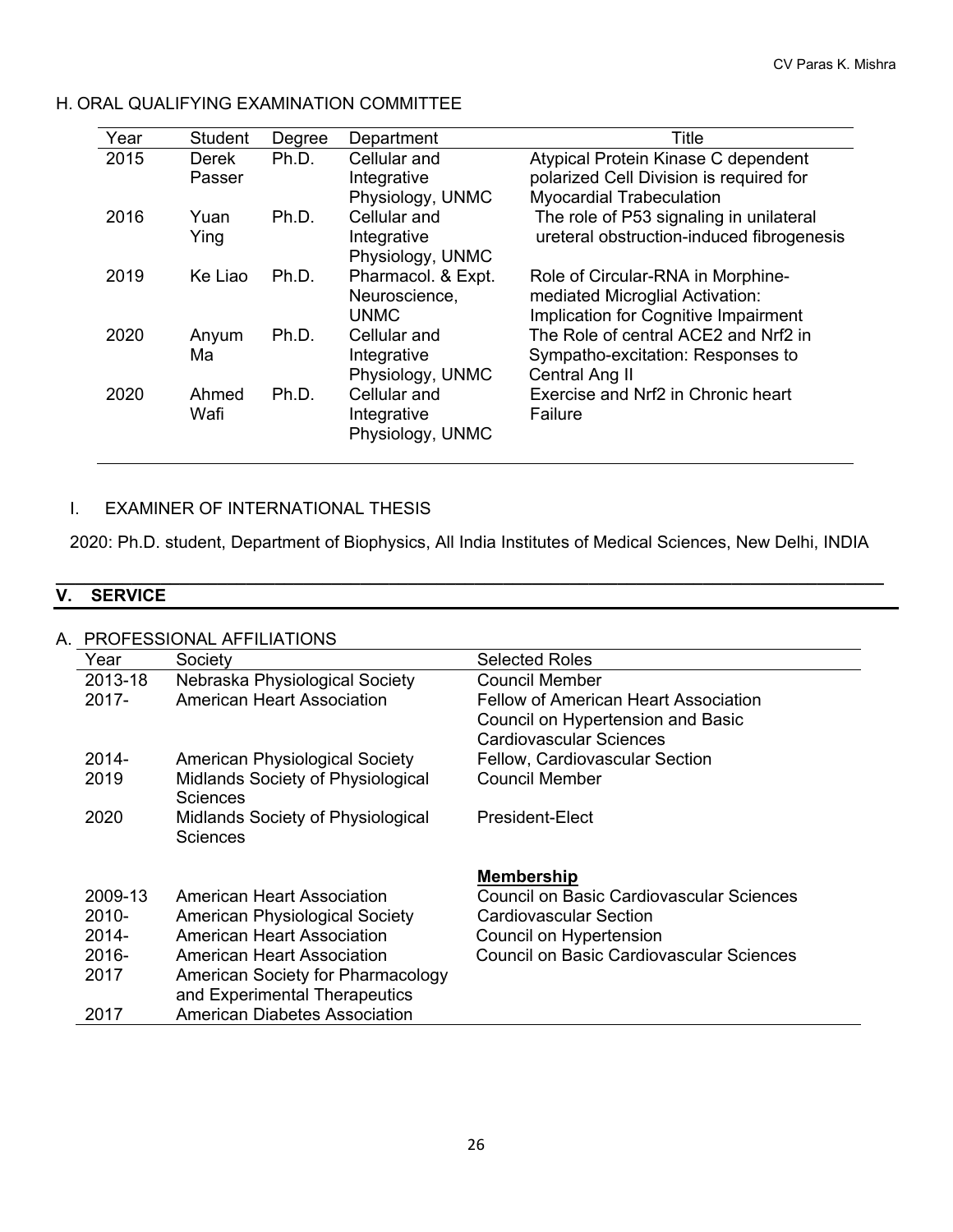### H. ORAL QUALIFYING EXAMINATION COMMITTEE

| Year | Student | Degree | Department | Title |
|---|---|---|---|---|
| 2015 | Derek Passer | Ph.D. | Cellular and Integrative Physiology, UNMC | Atypical Protein Kinase C dependent polarized Cell Division is required for Myocardial Trabeculation |
| 2016 | Yuan Ying | Ph.D. | Cellular and Integrative Physiology, UNMC | The role of P53 signaling in unilateral ureteral obstruction-induced fibrogenesis |
| 2019 | Ke Liao | Ph.D. | Pharmacol. & Expt. Neuroscience, UNMC | Role of Circular-RNA in Morphine-mediated Microglial Activation: Implication for Cognitive Impairment |
| 2020 | Anyum Ma | Ph.D. | Cellular and Integrative Physiology, UNMC | The Role of central ACE2 and Nrf2 in Sympatho-excitation: Responses to Central Ang II |
| 2020 | Ahmed Wafi | Ph.D. | Cellular and Integrative Physiology, UNMC | Exercise and Nrf2 in Chronic heart Failure |

### I. EXAMINER OF INTERNATIONAL THESIS

2020: Ph.D. student, Department of Biophysics, All India Institutes of Medical Sciences, New Delhi, INDIA

## V. SERVICE

### A. PROFESSIONAL AFFILIATIONS

| Year | Society | Selected Roles |
|---|---|---|
| 2013-18 | Nebraska Physiological Society | Council Member |
| 2017- | American Heart Association | Fellow of American Heart Association Council on Hypertension and Basic Cardiovascular Sciences |
| 2014- | American Physiological Society | Fellow, Cardiovascular Section |
| 2019 | Midlands Society of Physiological Sciences | Council Member |
| 2020 | Midlands Society of Physiological Sciences | President-Elect |
| | | **Membership** |
| 2009-13 | American Heart Association | Council on Basic Cardiovascular Sciences |
| 2010- | American Physiological Society | Cardiovascular Section |
| 2014- | American Heart Association | Council on Hypertension |
| 2016- | American Heart Association | Council on Basic Cardiovascular Sciences |
| 2017 | American Society for Pharmacology and Experimental Therapeutics | |
| 2017 | American Diabetes Association | |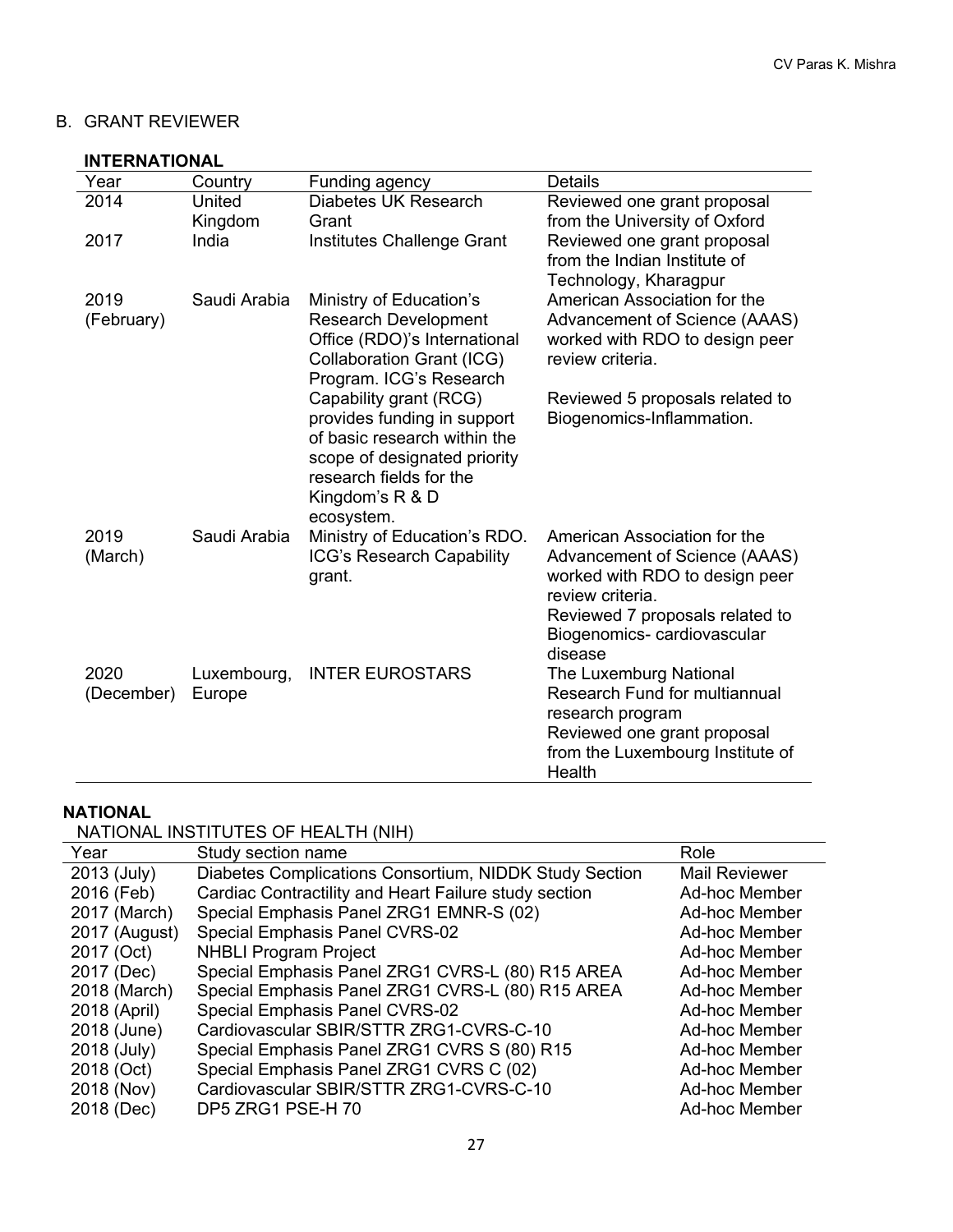## B. GRANT REVIEWER

### INTERNATIONAL

| Year | Country | Funding agency | Details |
|---|---|---|---|
| 2014 | United Kingdom | Diabetes UK Research Grant | Reviewed one grant proposal from the University of Oxford |
| 2017 | India | Institutes Challenge Grant | Reviewed one grant proposal from the Indian Institute of Technology, Kharagpur |
| 2019 (February) | Saudi Arabia | Ministry of Education's Research Development Office (RDO)'s International Collaboration Grant (ICG) Program. ICG's Research Capability grant (RCG) provides funding in support of basic research within the scope of designated priority research fields for the Kingdom's R & D ecosystem. | American Association for the Advancement of Science (AAAS) worked with RDO to design peer review criteria.<br><br>Reviewed 5 proposals related to Biogenomics-Inflammation. |
| 2019 (March) | Saudi Arabia | Ministry of Education's RDO. ICG's Research Capability grant. | American Association for the Advancement of Science (AAAS) worked with RDO to design peer review criteria.<br>Reviewed 7 proposals related to Biogenomics- cardiovascular disease |
| 2020 (December) | Luxembourg, Europe | INTER EUROSTARS | The Luxemburg National Research Fund for multiannual research program<br>Reviewed one grant proposal from the Luxembourg Institute of Health |

### NATIONAL

NATIONAL INSTITUTES OF HEALTH (NIH)

| Year | Study section name | Role |
|---|---|---|
| 2013 (July) | Diabetes Complications Consortium, NIDDK Study Section | Mail Reviewer |
| 2016 (Feb) | Cardiac Contractility and Heart Failure study section | Ad-hoc Member |
| 2017 (March) | Special Emphasis Panel ZRG1 EMNR-S (02) | Ad-hoc Member |
| 2017 (August) | Special Emphasis Panel CVRS-02 | Ad-hoc Member |
| 2017 (Oct) | NHBLI Program Project | Ad-hoc Member |
| 2017 (Dec) | Special Emphasis Panel ZRG1 CVRS-L (80) R15 AREA | Ad-hoc Member |
| 2018 (March) | Special Emphasis Panel ZRG1 CVRS-L (80) R15 AREA | Ad-hoc Member |
| 2018 (April) | Special Emphasis Panel CVRS-02 | Ad-hoc Member |
| 2018 (June) | Cardiovascular SBIR/STTR ZRG1-CVRS-C-10 | Ad-hoc Member |
| 2018 (July) | Special Emphasis Panel ZRG1 CVRS S (80) R15 | Ad-hoc Member |
| 2018 (Oct) | Special Emphasis Panel ZRG1 CVRS C (02) | Ad-hoc Member |
| 2018 (Nov) | Cardiovascular SBIR/STTR ZRG1-CVRS-C-10 | Ad-hoc Member |
| 2018 (Dec) | DP5 ZRG1 PSE-H 70 | Ad-hoc Member |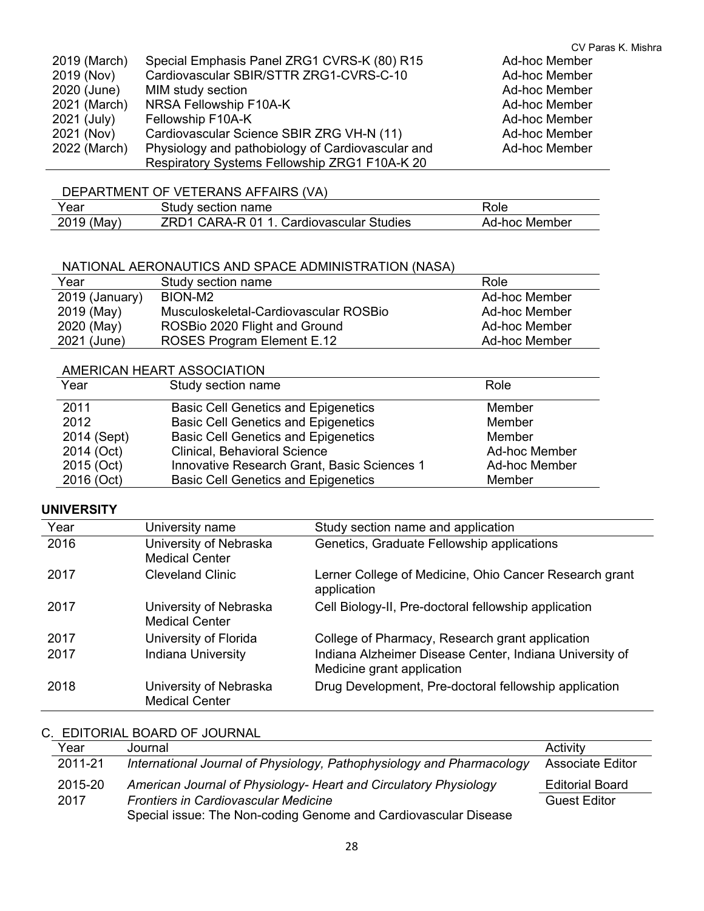| | | |
|---|---|---|
| 2019 (March) | Special Emphasis Panel ZRG1 CVRS-K (80) R15 | Ad-hoc Member |
| 2019 (Nov) | Cardiovascular SBIR/STTR ZRG1-CVRS-C-10 | Ad-hoc Member |
| 2020 (June) | MIM study section | Ad-hoc Member |
| 2021 (March) | NRSA Fellowship F10A-K | Ad-hoc Member |
| 2021 (July) | Fellowship F10A-K | Ad-hoc Member |
| 2021 (Nov) | Cardiovascular Science SBIR ZRG VH-N (11) | Ad-hoc Member |
| 2022 (March) | Physiology and pathobiology of Cardiovascular and Respiratory Systems Fellowship ZRG1 F10A-K 20 | Ad-hoc Member |

DEPARTMENT OF VETERANS AFFAIRS (VA)

| Year | Study section name | Role |
|---|---|---|
| 2019 (May) | ZRD1 CARA-R 01 1. Cardiovascular Studies | Ad-hoc Member |

NATIONAL AERONAUTICS AND SPACE ADMINISTRATION (NASA)

| Year | Study section name | Role |
|---|---|---|
| 2019 (January) | BION-M2 | Ad-hoc Member |
| 2019 (May) | Musculoskeletal-Cardiovascular ROSBio | Ad-hoc Member |
| 2020 (May) | ROSBio 2020 Flight and Ground | Ad-hoc Member |
| 2021 (June) | ROSES Program Element E.12 | Ad-hoc Member |

AMERICAN HEART ASSOCIATION

| Year | Study section name | Role |
|---|---|---|
| 2011 | Basic Cell Genetics and Epigenetics | Member |
| 2012 | Basic Cell Genetics and Epigenetics | Member |
| 2014 (Sept) | Basic Cell Genetics and Epigenetics | Member |
| 2014 (Oct) | Clinical, Behavioral Science | Ad-hoc Member |
| 2015 (Oct) | Innovative Research Grant, Basic Sciences 1 | Ad-hoc Member |
| 2016 (Oct) | Basic Cell Genetics and Epigenetics | Member |

**UNIVERSITY**

| Year | University name | Study section name and application |
|---|---|---|
| 2016 | University of Nebraska Medical Center | Genetics, Graduate Fellowship applications |
| 2017 | Cleveland Clinic | Lerner College of Medicine, Ohio Cancer Research grant application |
| 2017 | University of Nebraska Medical Center | Cell Biology-II, Pre-doctoral fellowship application |
| 2017 | University of Florida | College of Pharmacy, Research grant application |
| 2017 | Indiana University | Indiana Alzheimer Disease Center, Indiana University of Medicine grant application |
| 2018 | University of Nebraska Medical Center | Drug Development, Pre-doctoral fellowship application |

C. EDITORIAL BOARD OF JOURNAL

| Year | Journal | Activity |
|---|---|---|
| 2011-21 | *International Journal of Physiology, Pathophysiology and Pharmacology* | Associate Editor |
| 2015-20 | *American Journal of Physiology- Heart and Circulatory Physiology* | Editorial Board |
| 2017 | *Frontiers in Cardiovascular Medicine* Special issue: The Non-coding Genome and Cardiovascular Disease | Guest Editor |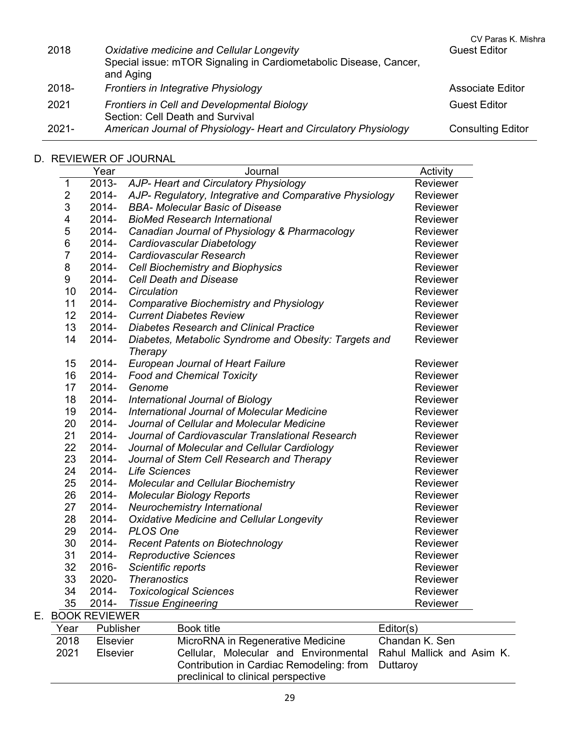| | | |
|---|---|---|
| 2018 | *Oxidative medicine and Cellular Longevity* Special issue: mTOR Signaling in Cardiometabolic Disease, Cancer, and Aging | Guest Editor |
| 2018- | *Frontiers in Integrative Physiology* | Associate Editor |
| 2021 | *Frontiers in Cell and Developmental Biology* Section: Cell Death and Survival | Guest Editor |
| 2021- | *American Journal of Physiology- Heart and Circulatory Physiology* | Consulting Editor |

D. REVIEWER OF JOURNAL

| | Year | Journal | Activity |
|---|---|---|---|
| 1 | 2013- | *AJP- Heart and Circulatory Physiology* | Reviewer |
| 2 | 2014- | *AJP- Regulatory, Integrative and Comparative Physiology* | Reviewer |
| 3 | 2014- | *BBA- Molecular Basic of Disease* | Reviewer |
| 4 | 2014- | *BioMed Research International* | Reviewer |
| 5 | 2014- | *Canadian Journal of Physiology & Pharmacology* | Reviewer |
| 6 | 2014- | *Cardiovascular Diabetology* | Reviewer |
| 7 | 2014- | *Cardiovascular Research* | Reviewer |
| 8 | 2014- | *Cell Biochemistry and Biophysics* | Reviewer |
| 9 | 2014- | *Cell Death and Disease* | Reviewer |
| 10 | 2014- | *Circulation* | Reviewer |
| 11 | 2014- | *Comparative Biochemistry and Physiology* | Reviewer |
| 12 | 2014- | *Current Diabetes Review* | Reviewer |
| 13 | 2014- | *Diabetes Research and Clinical Practice* | Reviewer |
| 14 | 2014- | *Diabetes, Metabolic Syndrome and Obesity: Targets and Therapy* | Reviewer |
| 15 | 2014- | *European Journal of Heart Failure* | Reviewer |
| 16 | 2014- | *Food and Chemical Toxicity* | Reviewer |
| 17 | 2014- | *Genome* | Reviewer |
| 18 | 2014- | *International Journal of Biology* | Reviewer |
| 19 | 2014- | *International Journal of Molecular Medicine* | Reviewer |
| 20 | 2014- | *Journal of Cellular and Molecular Medicine* | Reviewer |
| 21 | 2014- | *Journal of Cardiovascular Translational Research* | Reviewer |
| 22 | 2014- | *Journal of Molecular and Cellular Cardiology* | Reviewer |
| 23 | 2014- | *Journal of Stem Cell Research and Therapy* | Reviewer |
| 24 | 2014- | *Life Sciences* | Reviewer |
| 25 | 2014- | *Molecular and Cellular Biochemistry* | Reviewer |
| 26 | 2014- | *Molecular Biology Reports* | Reviewer |
| 27 | 2014- | *Neurochemistry International* | Reviewer |
| 28 | 2014- | *Oxidative Medicine and Cellular Longevity* | Reviewer |
| 29 | 2014- | *PLOS One* | Reviewer |
| 30 | 2014- | *Recent Patents on Biotechnology* | Reviewer |
| 31 | 2014- | *Reproductive Sciences* | Reviewer |
| 32 | 2016- | *Scientific reports* | Reviewer |
| 33 | 2020- | *Theranostics* | Reviewer |
| 34 | 2014- | *Toxicological Sciences* | Reviewer |
| 35 | 2014- | *Tissue Engineering* | Reviewer |

E. BOOK REVIEWER

| Year | Publisher | Book title | Editor(s) |
|---|---|---|---|
| 2018 | Elsevier | MicroRNA in Regenerative Medicine | Chandan K. Sen |
| 2021 | Elsevier | Cellular, Molecular and Environmental Contribution in Cardiac Remodeling: from preclinical to clinical perspective | Rahul Mallick and Asim K. Duttaroy |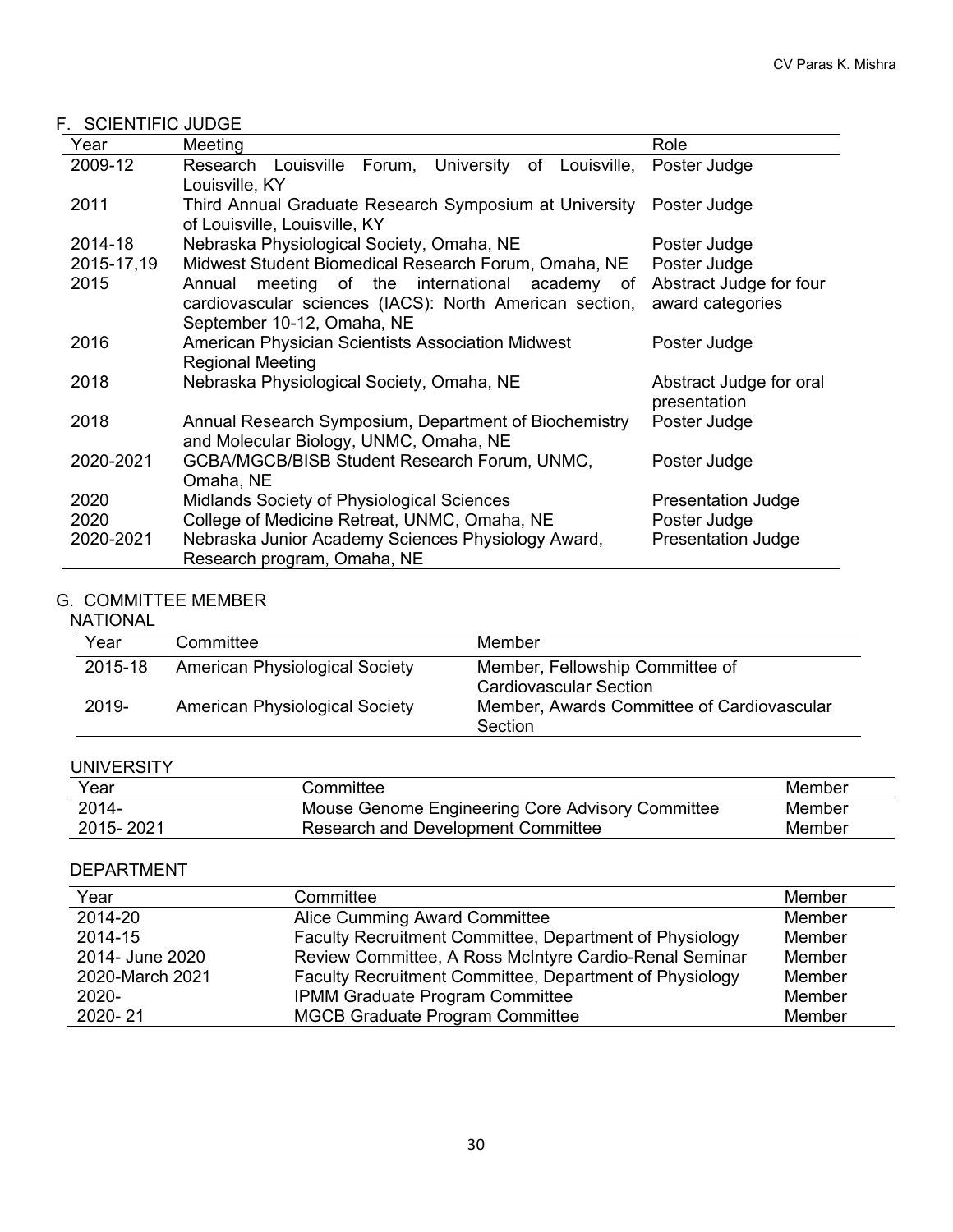## F. SCIENTIFIC JUDGE

| Year | Meeting | Role |
| --- | --- | --- |
| 2009-12 | Research Louisville Forum, University of Louisville, Louisville, KY | Poster Judge |
| 2011 | Third Annual Graduate Research Symposium at University of Louisville, Louisville, KY | Poster Judge |
| 2014-18 | Nebraska Physiological Society, Omaha, NE | Poster Judge |
| 2015-17,19 | Midwest Student Biomedical Research Forum, Omaha, NE | Poster Judge |
| 2015 | Annual meeting of the international academy of cardiovascular sciences (IACS): North American section, September 10-12, Omaha, NE | Abstract Judge for four award categories |
| 2016 | American Physician Scientists Association Midwest Regional Meeting | Poster Judge |
| 2018 | Nebraska Physiological Society, Omaha, NE | Abstract Judge for oral presentation |
| 2018 | Annual Research Symposium, Department of Biochemistry and Molecular Biology, UNMC, Omaha, NE | Poster Judge |
| 2020-2021 | GCBA/MGCB/BISB Student Research Forum, UNMC, Omaha, NE | Poster Judge |
| 2020 | Midlands Society of Physiological Sciences | Presentation Judge |
| 2020 | College of Medicine Retreat, UNMC, Omaha, NE | Poster Judge |
| 2020-2021 | Nebraska Junior Academy Sciences Physiology Award, Research program, Omaha, NE | Presentation Judge |

## G. COMMITTEE MEMBER

### NATIONAL

| Year | Committee | Member |
| --- | --- | --- |
| 2015-18 | American Physiological Society | Member, Fellowship Committee of Cardiovascular Section |
| 2019- | American Physiological Society | Member, Awards Committee of Cardiovascular Section |

### UNIVERSITY

| Year | Committee | Member |
| --- | --- | --- |
| 2014- | Mouse Genome Engineering Core Advisory Committee | Member |
| 2015- 2021 | Research and Development Committee | Member |

### DEPARTMENT

| Year | Committee | Member |
| --- | --- | --- |
| 2014-20 | Alice Cumming Award Committee | Member |
| 2014-15 | Faculty Recruitment Committee, Department of Physiology | Member |
| 2014- June 2020 | Review Committee, A Ross McIntyre Cardio-Renal Seminar | Member |
| 2020-March 2021 | Faculty Recruitment Committee, Department of Physiology | Member |
| 2020- | IPMM Graduate Program Committee | Member |
| 2020- 21 | MGCB Graduate Program Committee | Member |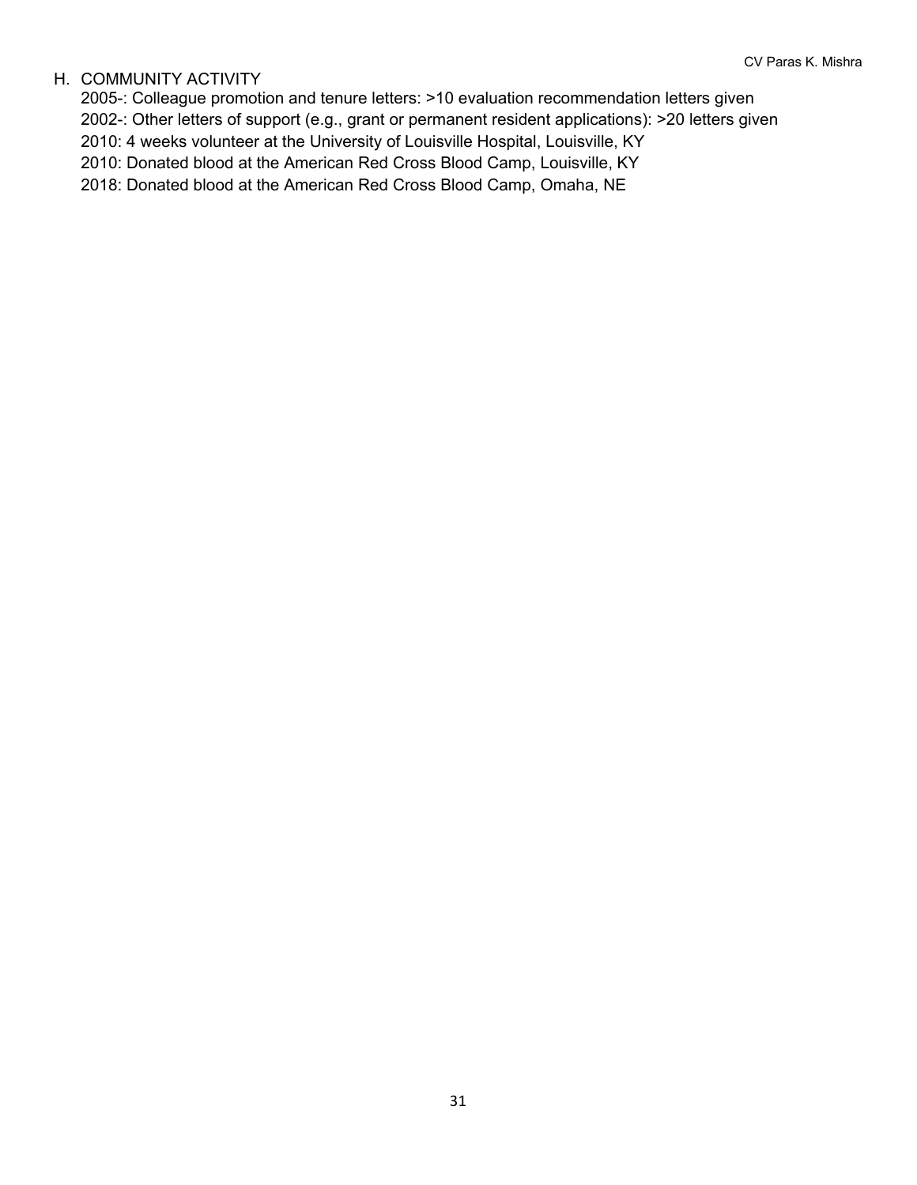## H. COMMUNITY ACTIVITY

2005-: Colleague promotion and tenure letters: >10 evaluation recommendation letters given

2002-: Other letters of support (e.g., grant or permanent resident applications): >20 letters given

2010: 4 weeks volunteer at the University of Louisville Hospital, Louisville, KY

2010: Donated blood at the American Red Cross Blood Camp, Louisville, KY

2018: Donated blood at the American Red Cross Blood Camp, Omaha, NE